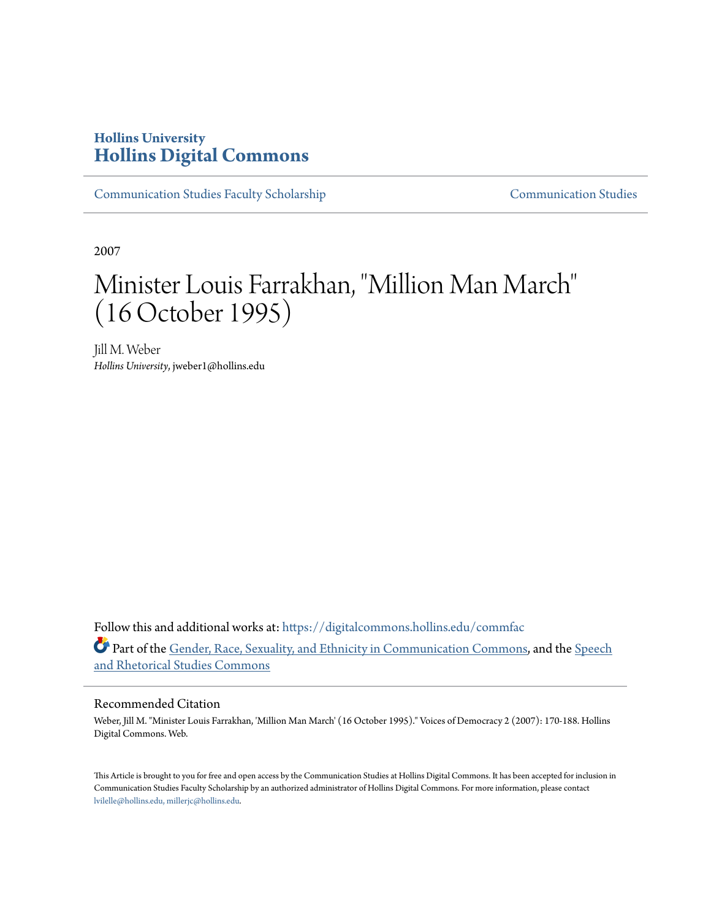Hollins University

# Hollins Digital Commons

Communication Studies Faculty Scholarship | Communication Studies

2007

# Minister Louis Farrakhan, "Million Man March" (16 October 1995)

Jill M. Weber

*Hollins University*, jweber1@hollins.edu

Follow this and additional works at: https://digitalcommons.hollins.edu/commfac

Part of the Gender, Race, Sexuality, and Ethnicity in Communication Commons, and the Speech and Rhetorical Studies Commons

## Recommended Citation

Weber, Jill M. "Minister Louis Farrakhan, 'Million Man March' (16 October 1995)." Voices of Democracy 2 (2007): 170-188. Hollins Digital Commons. Web.

This Article is brought to you for free and open access by the Communication Studies at Hollins Digital Commons. It has been accepted for inclusion in Communication Studies Faculty Scholarship by an authorized administrator of Hollins Digital Commons. For more information, please contact lvilelle@hollins.edu, millerjc@hollins.edu.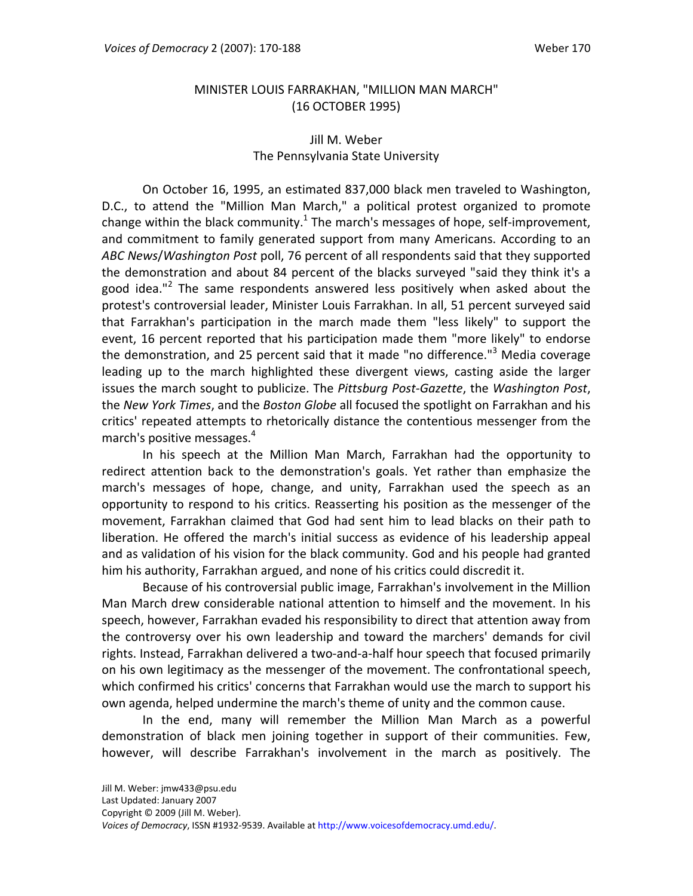MINISTER LOUIS FARRAKHAN, "MILLION MAN MARCH"
(16 OCTOBER 1995)

Jill M. Weber
The Pennsylvania State University

On October 16, 1995, an estimated 837,000 black men traveled to Washington, D.C., to attend the "Million Man March," a political protest organized to promote change within the black community.[1] The march's messages of hope, self-improvement, and commitment to family generated support from many Americans. According to an *ABC News*/*Washington Post* poll, 76 percent of all respondents said that they supported the demonstration and about 84 percent of the blacks surveyed "said they think it's a good idea."[2] The same respondents answered less positively when asked about the protest's controversial leader, Minister Louis Farrakhan. In all, 51 percent surveyed said that Farrakhan's participation in the march made them "less likely" to support the event, 16 percent reported that his participation made them "more likely" to endorse the demonstration, and 25 percent said that it made "no difference."[3] Media coverage leading up to the march highlighted these divergent views, casting aside the larger issues the march sought to publicize. The *Pittsburg Post-Gazette*, the *Washington Post*, the *New York Times*, and the *Boston Globe* all focused the spotlight on Farrakhan and his critics' repeated attempts to rhetorically distance the contentious messenger from the march's positive messages.[4]

In his speech at the Million Man March, Farrakhan had the opportunity to redirect attention back to the demonstration's goals. Yet rather than emphasize the march's messages of hope, change, and unity, Farrakhan used the speech as an opportunity to respond to his critics. Reasserting his position as the messenger of the movement, Farrakhan claimed that God had sent him to lead blacks on their path to liberation. He offered the march's initial success as evidence of his leadership appeal and as validation of his vision for the black community. God and his people had granted him his authority, Farrakhan argued, and none of his critics could discredit it.

Because of his controversial public image, Farrakhan's involvement in the Million Man March drew considerable national attention to himself and the movement. In his speech, however, Farrakhan evaded his responsibility to direct that attention away from the controversy over his own leadership and toward the marchers' demands for civil rights. Instead, Farrakhan delivered a two-and-a-half hour speech that focused primarily on his own legitimacy as the messenger of the movement. The confrontational speech, which confirmed his critics' concerns that Farrakhan would use the march to support his own agenda, helped undermine the march's theme of unity and the common cause.

In the end, many will remember the Million Man March as a powerful demonstration of black men joining together in support of their communities. Few, however, will describe Farrakhan's involvement in the march as positively. The

Jill M. Weber: jmw433@psu.edu
Last Updated: January 2007
Copyright © 2009 (Jill M. Weber).
*Voices of Democracy*, ISSN #1932-9539. Available at http://www.voicesofdemocracy.umd.edu/.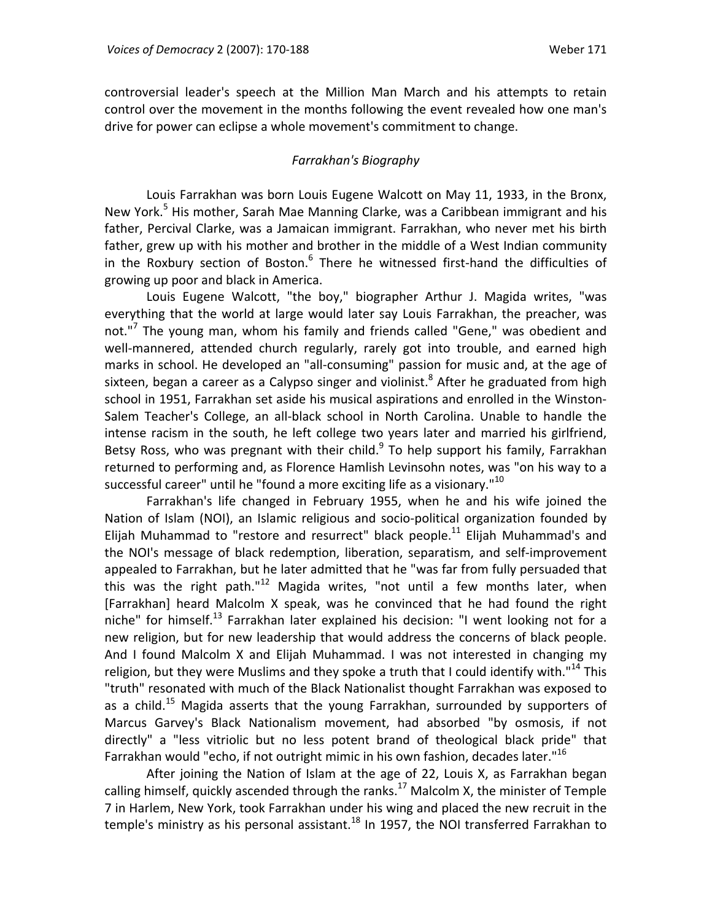controversial leader's speech at the Million Man March and his attempts to retain control over the movement in the months following the event revealed how one man's drive for power can eclipse a whole movement's commitment to change.

### *Farrakhan's Biography*

Louis Farrakhan was born Louis Eugene Walcott on May 11, 1933, in the Bronx, New York.[5] His mother, Sarah Mae Manning Clarke, was a Caribbean immigrant and his father, Percival Clarke, was a Jamaican immigrant. Farrakhan, who never met his birth father, grew up with his mother and brother in the middle of a West Indian community in the Roxbury section of Boston.[6] There he witnessed first-hand the difficulties of growing up poor and black in America.

Louis Eugene Walcott, "the boy," biographer Arthur J. Magida writes, "was everything that the world at large would later say Louis Farrakhan, the preacher, was not."[7] The young man, whom his family and friends called "Gene," was obedient and well-mannered, attended church regularly, rarely got into trouble, and earned high marks in school. He developed an "all-consuming" passion for music and, at the age of sixteen, began a career as a Calypso singer and violinist.[8] After he graduated from high school in 1951, Farrakhan set aside his musical aspirations and enrolled in the Winston-Salem Teacher's College, an all-black school in North Carolina. Unable to handle the intense racism in the south, he left college two years later and married his girlfriend, Betsy Ross, who was pregnant with their child.[9] To help support his family, Farrakhan returned to performing and, as Florence Hamlish Levinsohn notes, was "on his way to a successful career" until he "found a more exciting life as a visionary."[10]

Farrakhan's life changed in February 1955, when he and his wife joined the Nation of Islam (NOI), an Islamic religious and socio-political organization founded by Elijah Muhammad to "restore and resurrect" black people.[11] Elijah Muhammad's and the NOI's message of black redemption, liberation, separatism, and self-improvement appealed to Farrakhan, but he later admitted that he "was far from fully persuaded that this was the right path."[12] Magida writes, "not until a few months later, when [Farrakhan] heard Malcolm X speak, was he convinced that he had found the right niche" for himself.[13] Farrakhan later explained his decision: "I went looking not for a new religion, but for new leadership that would address the concerns of black people. And I found Malcolm X and Elijah Muhammad. I was not interested in changing my religion, but they were Muslims and they spoke a truth that I could identify with."[14] This "truth" resonated with much of the Black Nationalist thought Farrakhan was exposed to as a child.[15] Magida asserts that the young Farrakhan, surrounded by supporters of Marcus Garvey's Black Nationalism movement, had absorbed "by osmosis, if not directly" a "less vitriolic but no less potent brand of theological black pride" that Farrakhan would "echo, if not outright mimic in his own fashion, decades later."[16]

After joining the Nation of Islam at the age of 22, Louis X, as Farrakhan began calling himself, quickly ascended through the ranks.[17] Malcolm X, the minister of Temple 7 in Harlem, New York, took Farrakhan under his wing and placed the new recruit in the temple's ministry as his personal assistant.[18] In 1957, the NOI transferred Farrakhan to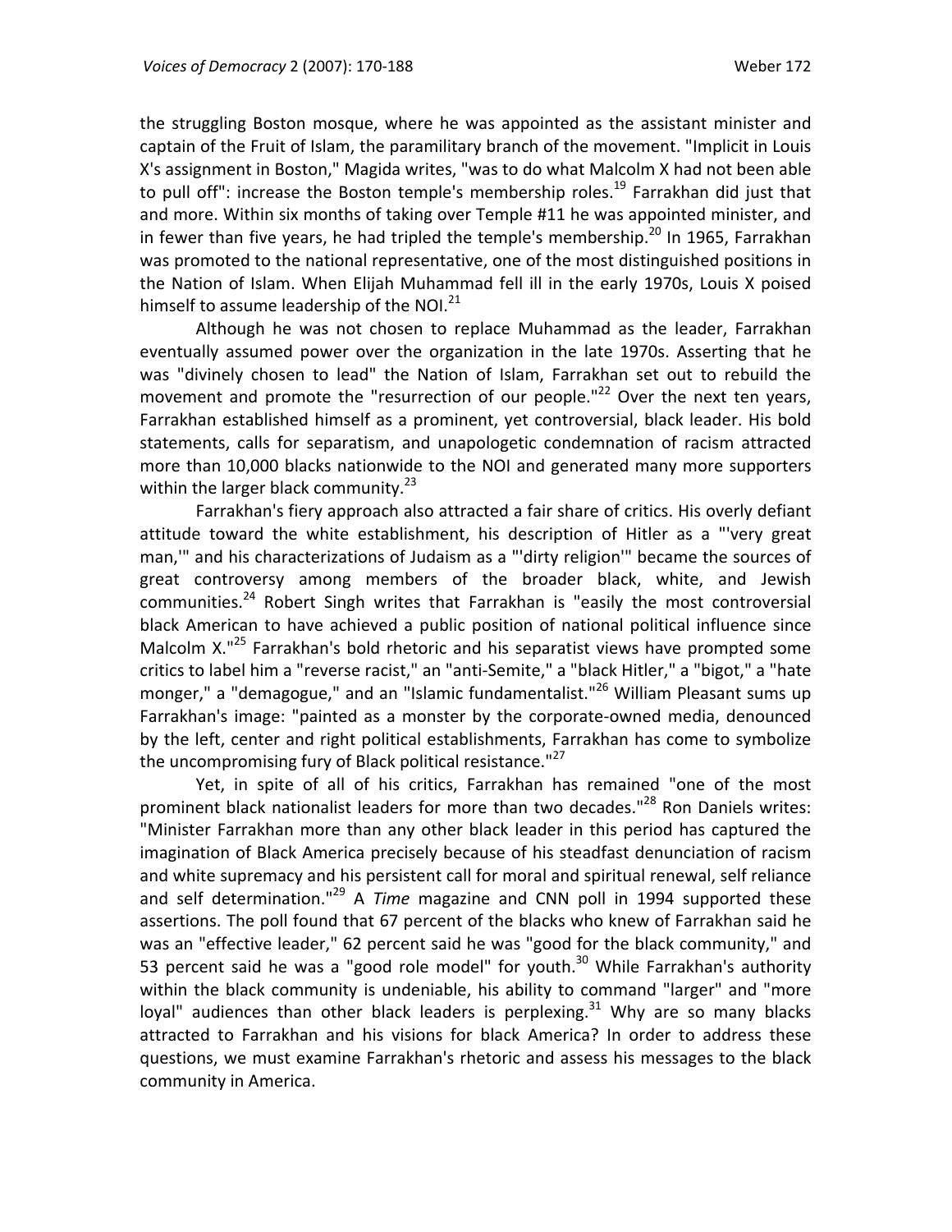the struggling Boston mosque, where he was appointed as the assistant minister and captain of the Fruit of Islam, the paramilitary branch of the movement. "Implicit in Louis X's assignment in Boston," Magida writes, "was to do what Malcolm X had not been able to pull off": increase the Boston temple's membership roles.[19] Farrakhan did just that and more. Within six months of taking over Temple #11 he was appointed minister, and in fewer than five years, he had tripled the temple's membership.[20] In 1965, Farrakhan was promoted to the national representative, one of the most distinguished positions in the Nation of Islam. When Elijah Muhammad fell ill in the early 1970s, Louis X poised himself to assume leadership of the NOI.[21]

Although he was not chosen to replace Muhammad as the leader, Farrakhan eventually assumed power over the organization in the late 1970s. Asserting that he was "divinely chosen to lead" the Nation of Islam, Farrakhan set out to rebuild the movement and promote the "resurrection of our people."[22] Over the next ten years, Farrakhan established himself as a prominent, yet controversial, black leader. His bold statements, calls for separatism, and unapologetic condemnation of racism attracted more than 10,000 blacks nationwide to the NOI and generated many more supporters within the larger black community.[23]

Farrakhan's fiery approach also attracted a fair share of critics. His overly defiant attitude toward the white establishment, his description of Hitler as a "'very great man,'" and his characterizations of Judaism as a "'dirty religion'" became the sources of great controversy among members of the broader black, white, and Jewish communities.[24] Robert Singh writes that Farrakhan is "easily the most controversial black American to have achieved a public position of national political influence since Malcolm X."[25] Farrakhan's bold rhetoric and his separatist views have prompted some critics to label him a "reverse racist," an "anti-Semite," a "black Hitler," a "bigot," a "hate monger," a "demagogue," and an "Islamic fundamentalist."[26] William Pleasant sums up Farrakhan's image: "painted as a monster by the corporate-owned media, denounced by the left, center and right political establishments, Farrakhan has come to symbolize the uncompromising fury of Black political resistance."[27]

Yet, in spite of all of his critics, Farrakhan has remained "one of the most prominent black nationalist leaders for more than two decades."[28] Ron Daniels writes: "Minister Farrakhan more than any other black leader in this period has captured the imagination of Black America precisely because of his steadfast denunciation of racism and white supremacy and his persistent call for moral and spiritual renewal, self reliance and self determination."[29] A *Time* magazine and CNN poll in 1994 supported these assertions. The poll found that 67 percent of the blacks who knew of Farrakhan said he was an "effective leader," 62 percent said he was "good for the black community," and 53 percent said he was a "good role model" for youth.[30] While Farrakhan's authority within the black community is undeniable, his ability to command "larger" and "more loyal" audiences than other black leaders is perplexing.[31] Why are so many blacks attracted to Farrakhan and his visions for black America? In order to address these questions, we must examine Farrakhan's rhetoric and assess his messages to the black community in America.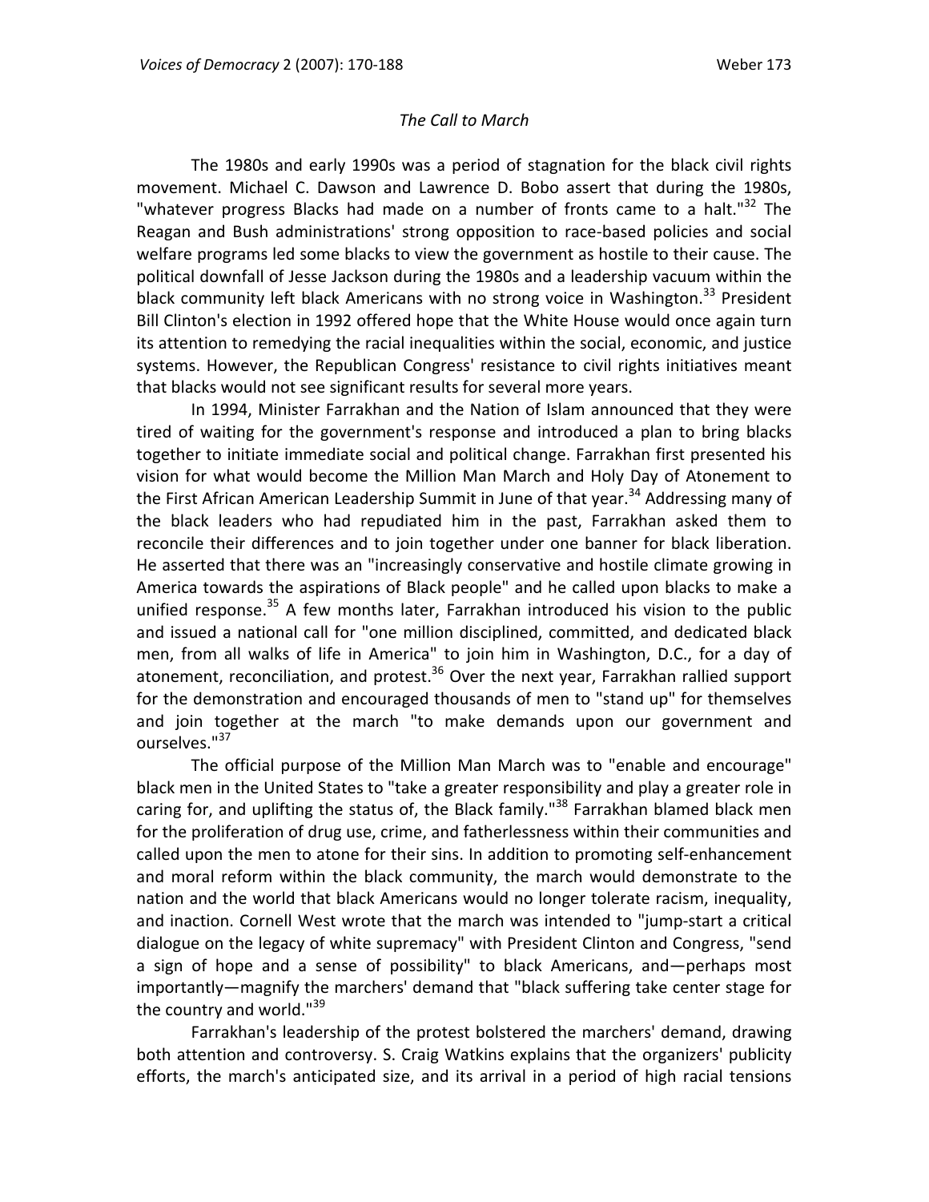## *The Call to March*

The 1980s and early 1990s was a period of stagnation for the black civil rights movement. Michael C. Dawson and Lawrence D. Bobo assert that during the 1980s, "whatever progress Blacks had made on a number of fronts came to a halt."[32] The Reagan and Bush administrations' strong opposition to race-based policies and social welfare programs led some blacks to view the government as hostile to their cause. The political downfall of Jesse Jackson during the 1980s and a leadership vacuum within the black community left black Americans with no strong voice in Washington.[33] President Bill Clinton's election in 1992 offered hope that the White House would once again turn its attention to remedying the racial inequalities within the social, economic, and justice systems. However, the Republican Congress' resistance to civil rights initiatives meant that blacks would not see significant results for several more years.

In 1994, Minister Farrakhan and the Nation of Islam announced that they were tired of waiting for the government's response and introduced a plan to bring blacks together to initiate immediate social and political change. Farrakhan first presented his vision for what would become the Million Man March and Holy Day of Atonement to the First African American Leadership Summit in June of that year.[34] Addressing many of the black leaders who had repudiated him in the past, Farrakhan asked them to reconcile their differences and to join together under one banner for black liberation. He asserted that there was an "increasingly conservative and hostile climate growing in America towards the aspirations of Black people" and he called upon blacks to make a unified response.[35] A few months later, Farrakhan introduced his vision to the public and issued a national call for "one million disciplined, committed, and dedicated black men, from all walks of life in America" to join him in Washington, D.C., for a day of atonement, reconciliation, and protest.[36] Over the next year, Farrakhan rallied support for the demonstration and encouraged thousands of men to "stand up" for themselves and join together at the march "to make demands upon our government and ourselves."[37]

The official purpose of the Million Man March was to "enable and encourage" black men in the United States to "take a greater responsibility and play a greater role in caring for, and uplifting the status of, the Black family."[38] Farrakhan blamed black men for the proliferation of drug use, crime, and fatherlessness within their communities and called upon the men to atone for their sins. In addition to promoting self-enhancement and moral reform within the black community, the march would demonstrate to the nation and the world that black Americans would no longer tolerate racism, inequality, and inaction. Cornell West wrote that the march was intended to "jump-start a critical dialogue on the legacy of white supremacy" with President Clinton and Congress, "send a sign of hope and a sense of possibility" to black Americans, and—perhaps most importantly—magnify the marchers' demand that "black suffering take center stage for the country and world."[39]

Farrakhan's leadership of the protest bolstered the marchers' demand, drawing both attention and controversy. S. Craig Watkins explains that the organizers' publicity efforts, the march's anticipated size, and its arrival in a period of high racial tensions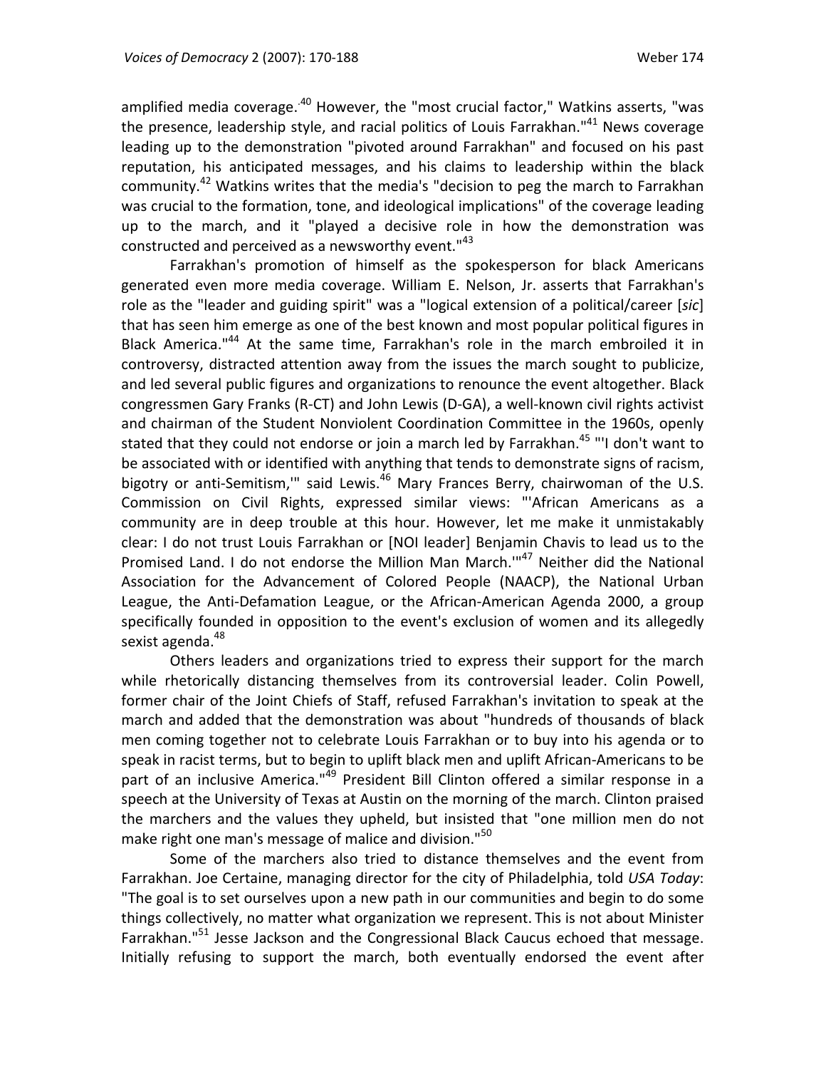amplified media coverage.[40] However, the "most crucial factor," Watkins asserts, "was the presence, leadership style, and racial politics of Louis Farrakhan."[41] News coverage leading up to the demonstration "pivoted around Farrakhan" and focused on his past reputation, his anticipated messages, and his claims to leadership within the black community.[42] Watkins writes that the media's "decision to peg the march to Farrakhan was crucial to the formation, tone, and ideological implications" of the coverage leading up to the march, and it "played a decisive role in how the demonstration was constructed and perceived as a newsworthy event."[43]

Farrakhan's promotion of himself as the spokesperson for black Americans generated even more media coverage. William E. Nelson, Jr. asserts that Farrakhan's role as the "leader and guiding spirit" was a "logical extension of a political/career [*sic*] that has seen him emerge as one of the best known and most popular political figures in Black America."[44] At the same time, Farrakhan's role in the march embroiled it in controversy, distracted attention away from the issues the march sought to publicize, and led several public figures and organizations to renounce the event altogether. Black congressmen Gary Franks (R-CT) and John Lewis (D-GA), a well-known civil rights activist and chairman of the Student Nonviolent Coordination Committee in the 1960s, openly stated that they could not endorse or join a march led by Farrakhan.[45] "'I don't want to be associated with or identified with anything that tends to demonstrate signs of racism, bigotry or anti-Semitism,'" said Lewis.[46] Mary Frances Berry, chairwoman of the U.S. Commission on Civil Rights, expressed similar views: "'African Americans as a community are in deep trouble at this hour. However, let me make it unmistakably clear: I do not trust Louis Farrakhan or [NOI leader] Benjamin Chavis to lead us to the Promised Land. I do not endorse the Million Man March.'"[47] Neither did the National Association for the Advancement of Colored People (NAACP), the National Urban League, the Anti-Defamation League, or the African-American Agenda 2000, a group specifically founded in opposition to the event's exclusion of women and its allegedly sexist agenda.[48]

Others leaders and organizations tried to express their support for the march while rhetorically distancing themselves from its controversial leader. Colin Powell, former chair of the Joint Chiefs of Staff, refused Farrakhan's invitation to speak at the march and added that the demonstration was about "hundreds of thousands of black men coming together not to celebrate Louis Farrakhan or to buy into his agenda or to speak in racist terms, but to begin to uplift black men and uplift African-Americans to be part of an inclusive America."[49] President Bill Clinton offered a similar response in a speech at the University of Texas at Austin on the morning of the march. Clinton praised the marchers and the values they upheld, but insisted that "one million men do not make right one man's message of malice and division."[50]

Some of the marchers also tried to distance themselves and the event from Farrakhan. Joe Certaine, managing director for the city of Philadelphia, told *USA Today*: "The goal is to set ourselves upon a new path in our communities and begin to do some things collectively, no matter what organization we represent. This is not about Minister Farrakhan."[51] Jesse Jackson and the Congressional Black Caucus echoed that message. Initially refusing to support the march, both eventually endorsed the event after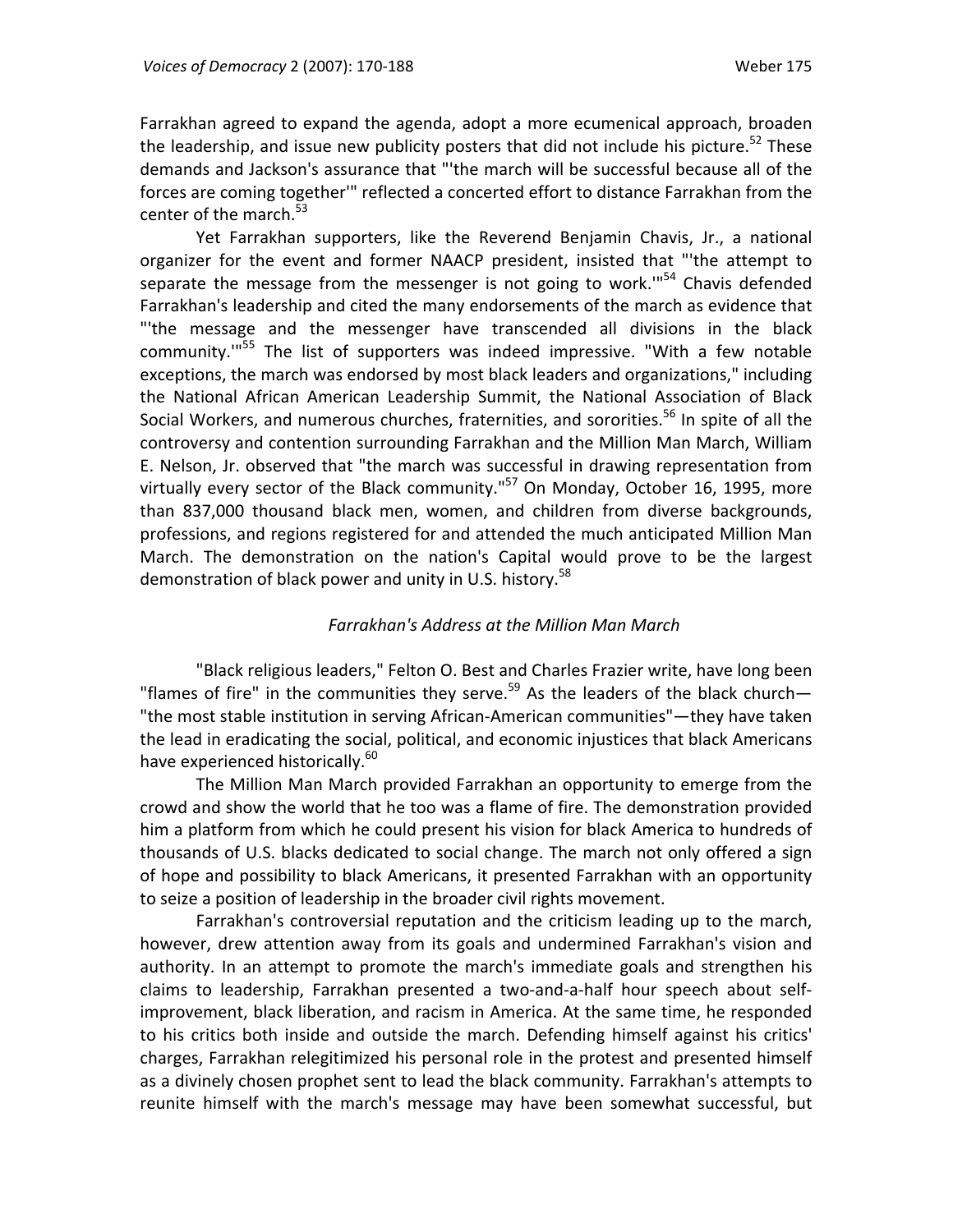Farrakhan agreed to expand the agenda, adopt a more ecumenical approach, broaden the leadership, and issue new publicity posters that did not include his picture.[52] These demands and Jackson's assurance that "'the march will be successful because all of the forces are coming together'" reflected a concerted effort to distance Farrakhan from the center of the march.[53]

Yet Farrakhan supporters, like the Reverend Benjamin Chavis, Jr., a national organizer for the event and former NAACP president, insisted that "'the attempt to separate the message from the messenger is not going to work.'"[54] Chavis defended Farrakhan's leadership and cited the many endorsements of the march as evidence that "'the message and the messenger have transcended all divisions in the black community.'"[55] The list of supporters was indeed impressive. "With a few notable exceptions, the march was endorsed by most black leaders and organizations," including the National African American Leadership Summit, the National Association of Black Social Workers, and numerous churches, fraternities, and sororities.[56] In spite of all the controversy and contention surrounding Farrakhan and the Million Man March, William E. Nelson, Jr. observed that "the march was successful in drawing representation from virtually every sector of the Black community."[57] On Monday, October 16, 1995, more than 837,000 thousand black men, women, and children from diverse backgrounds, professions, and regions registered for and attended the much anticipated Million Man March. The demonstration on the nation's Capital would prove to be the largest demonstration of black power and unity in U.S. history.[58]

### *Farrakhan's Address at the Million Man March*

"Black religious leaders," Felton O. Best and Charles Frazier write, have long been "flames of fire" in the communities they serve.[59] As the leaders of the black church—"the most stable institution in serving African-American communities"—they have taken the lead in eradicating the social, political, and economic injustices that black Americans have experienced historically.[60]

The Million Man March provided Farrakhan an opportunity to emerge from the crowd and show the world that he too was a flame of fire. The demonstration provided him a platform from which he could present his vision for black America to hundreds of thousands of U.S. blacks dedicated to social change. The march not only offered a sign of hope and possibility to black Americans, it presented Farrakhan with an opportunity to seize a position of leadership in the broader civil rights movement.

Farrakhan's controversial reputation and the criticism leading up to the march, however, drew attention away from its goals and undermined Farrakhan's vision and authority. In an attempt to promote the march's immediate goals and strengthen his claims to leadership, Farrakhan presented a two-and-a-half hour speech about self-improvement, black liberation, and racism in America. At the same time, he responded to his critics both inside and outside the march. Defending himself against his critics' charges, Farrakhan relegitimized his personal role in the protest and presented himself as a divinely chosen prophet sent to lead the black community. Farrakhan's attempts to reunite himself with the march's message may have been somewhat successful, but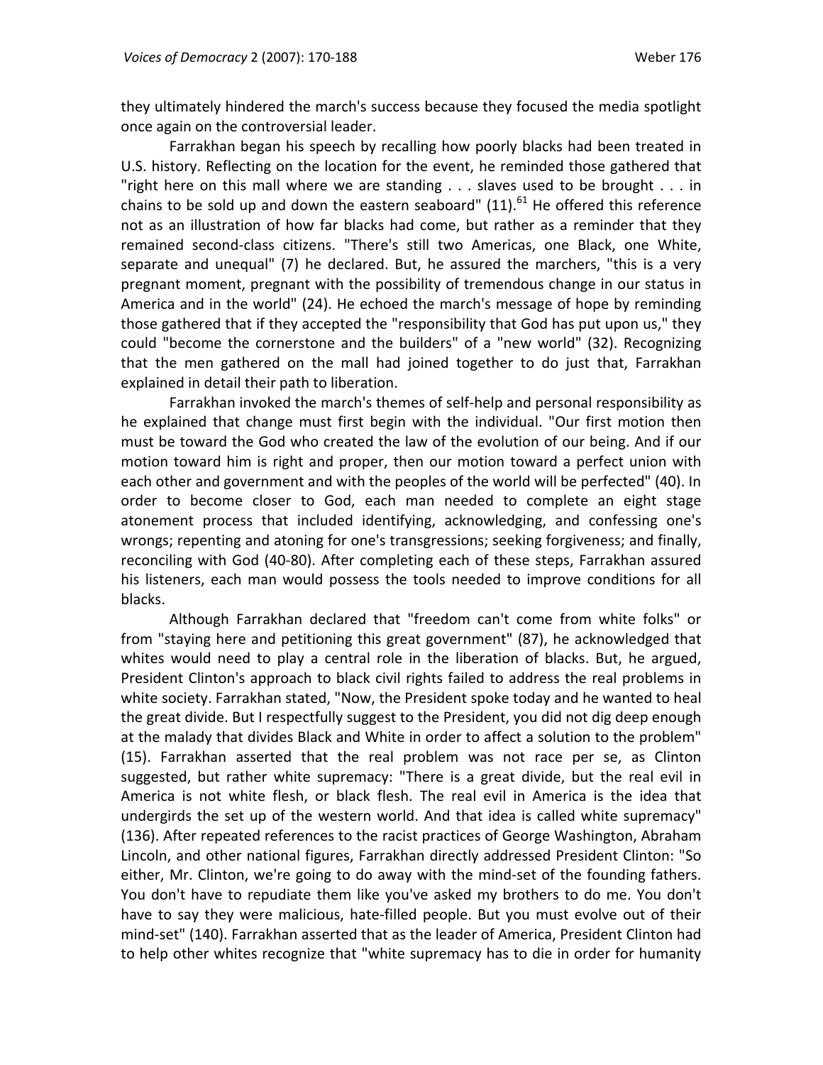they ultimately hindered the march's success because they focused the media spotlight once again on the controversial leader.

Farrakhan began his speech by recalling how poorly blacks had been treated in U.S. history. Reflecting on the location for the event, he reminded those gathered that "right here on this mall where we are standing . . . slaves used to be brought . . . in chains to be sold up and down the eastern seaboard" (11).[61] He offered this reference not as an illustration of how far blacks had come, but rather as a reminder that they remained second-class citizens. "There's still two Americas, one Black, one White, separate and unequal" (7) he declared. But, he assured the marchers, "this is a very pregnant moment, pregnant with the possibility of tremendous change in our status in America and in the world" (24). He echoed the march's message of hope by reminding those gathered that if they accepted the "responsibility that God has put upon us," they could "become the cornerstone and the builders" of a "new world" (32). Recognizing that the men gathered on the mall had joined together to do just that, Farrakhan explained in detail their path to liberation.

Farrakhan invoked the march's themes of self-help and personal responsibility as he explained that change must first begin with the individual. "Our first motion then must be toward the God who created the law of the evolution of our being. And if our motion toward him is right and proper, then our motion toward a perfect union with each other and government and with the peoples of the world will be perfected" (40). In order to become closer to God, each man needed to complete an eight stage atonement process that included identifying, acknowledging, and confessing one's wrongs; repenting and atoning for one's transgressions; seeking forgiveness; and finally, reconciling with God (40-80). After completing each of these steps, Farrakhan assured his listeners, each man would possess the tools needed to improve conditions for all blacks.

Although Farrakhan declared that "freedom can't come from white folks" or from "staying here and petitioning this great government" (87), he acknowledged that whites would need to play a central role in the liberation of blacks. But, he argued, President Clinton's approach to black civil rights failed to address the real problems in white society. Farrakhan stated, "Now, the President spoke today and he wanted to heal the great divide. But I respectfully suggest to the President, you did not dig deep enough at the malady that divides Black and White in order to affect a solution to the problem" (15). Farrakhan asserted that the real problem was not race per se, as Clinton suggested, but rather white supremacy: "There is a great divide, but the real evil in America is not white flesh, or black flesh. The real evil in America is the idea that undergirds the set up of the western world. And that idea is called white supremacy" (136). After repeated references to the racist practices of George Washington, Abraham Lincoln, and other national figures, Farrakhan directly addressed President Clinton: "So either, Mr. Clinton, we're going to do away with the mind-set of the founding fathers. You don't have to repudiate them like you've asked my brothers to do me. You don't have to say they were malicious, hate-filled people. But you must evolve out of their mind-set" (140). Farrakhan asserted that as the leader of America, President Clinton had to help other whites recognize that "white supremacy has to die in order for humanity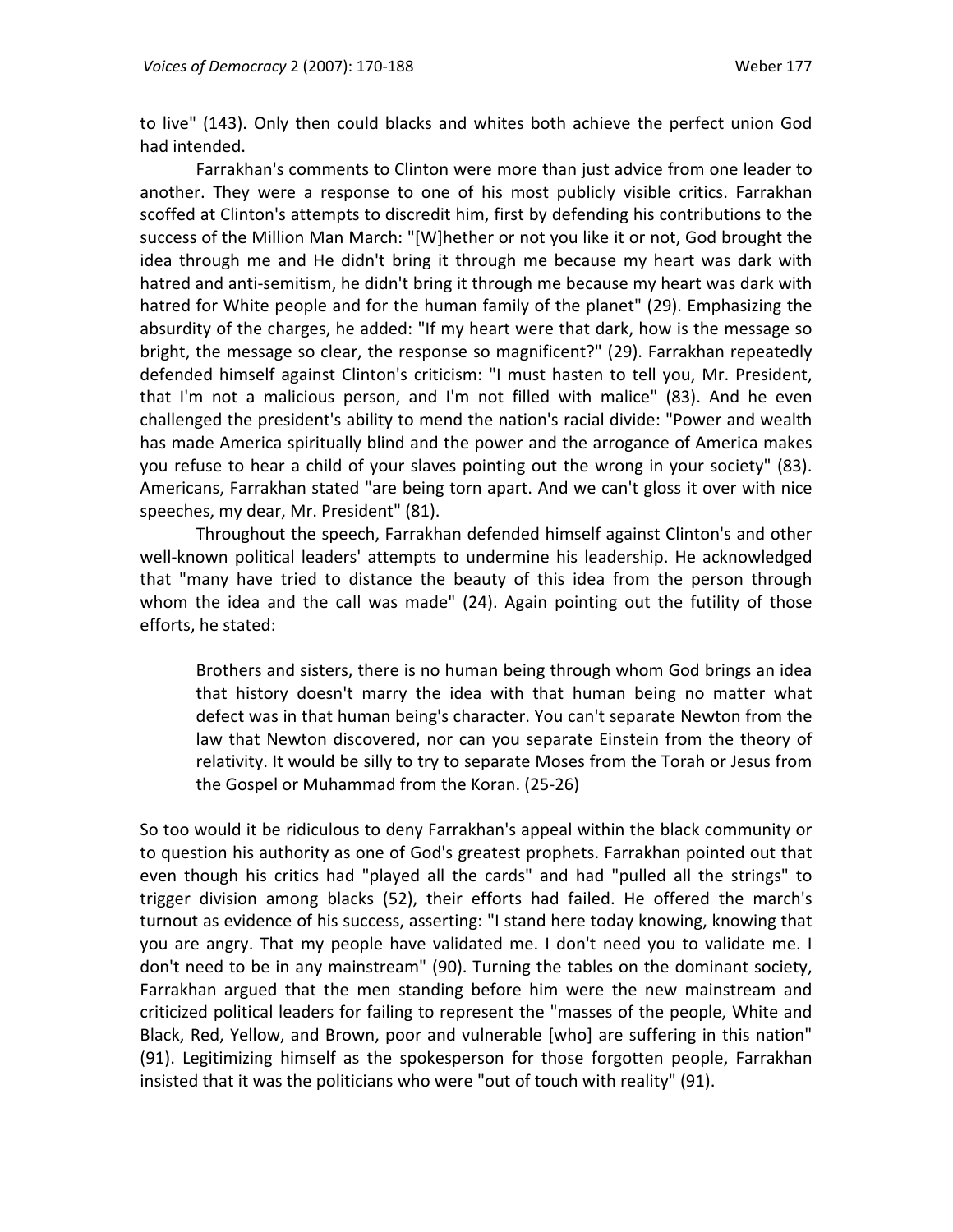to live" (143). Only then could blacks and whites both achieve the perfect union God had intended.

Farrakhan's comments to Clinton were more than just advice from one leader to another. They were a response to one of his most publicly visible critics. Farrakhan scoffed at Clinton's attempts to discredit him, first by defending his contributions to the success of the Million Man March: "[W]hether or not you like it or not, God brought the idea through me and He didn't bring it through me because my heart was dark with hatred and anti-semitism, he didn't bring it through me because my heart was dark with hatred for White people and for the human family of the planet" (29). Emphasizing the absurdity of the charges, he added: "If my heart were that dark, how is the message so bright, the message so clear, the response so magnificent?" (29). Farrakhan repeatedly defended himself against Clinton's criticism: "I must hasten to tell you, Mr. President, that I'm not a malicious person, and I'm not filled with malice" (83). And he even challenged the president's ability to mend the nation's racial divide: "Power and wealth has made America spiritually blind and the power and the arrogance of America makes you refuse to hear a child of your slaves pointing out the wrong in your society" (83). Americans, Farrakhan stated "are being torn apart. And we can't gloss it over with nice speeches, my dear, Mr. President" (81).

Throughout the speech, Farrakhan defended himself against Clinton's and other well-known political leaders' attempts to undermine his leadership. He acknowledged that "many have tried to distance the beauty of this idea from the person through whom the idea and the call was made" (24). Again pointing out the futility of those efforts, he stated:

> Brothers and sisters, there is no human being through whom God brings an idea that history doesn't marry the idea with that human being no matter what defect was in that human being's character. You can't separate Newton from the law that Newton discovered, nor can you separate Einstein from the theory of relativity. It would be silly to try to separate Moses from the Torah or Jesus from the Gospel or Muhammad from the Koran. (25-26)

So too would it be ridiculous to deny Farrakhan's appeal within the black community or to question his authority as one of God's greatest prophets. Farrakhan pointed out that even though his critics had "played all the cards" and had "pulled all the strings" to trigger division among blacks (52), their efforts had failed. He offered the march's turnout as evidence of his success, asserting: "I stand here today knowing, knowing that you are angry. That my people have validated me. I don't need you to validate me. I don't need to be in any mainstream" (90). Turning the tables on the dominant society, Farrakhan argued that the men standing before him were the new mainstream and criticized political leaders for failing to represent the "masses of the people, White and Black, Red, Yellow, and Brown, poor and vulnerable [who] are suffering in this nation" (91). Legitimizing himself as the spokesperson for those forgotten people, Farrakhan insisted that it was the politicians who were "out of touch with reality" (91).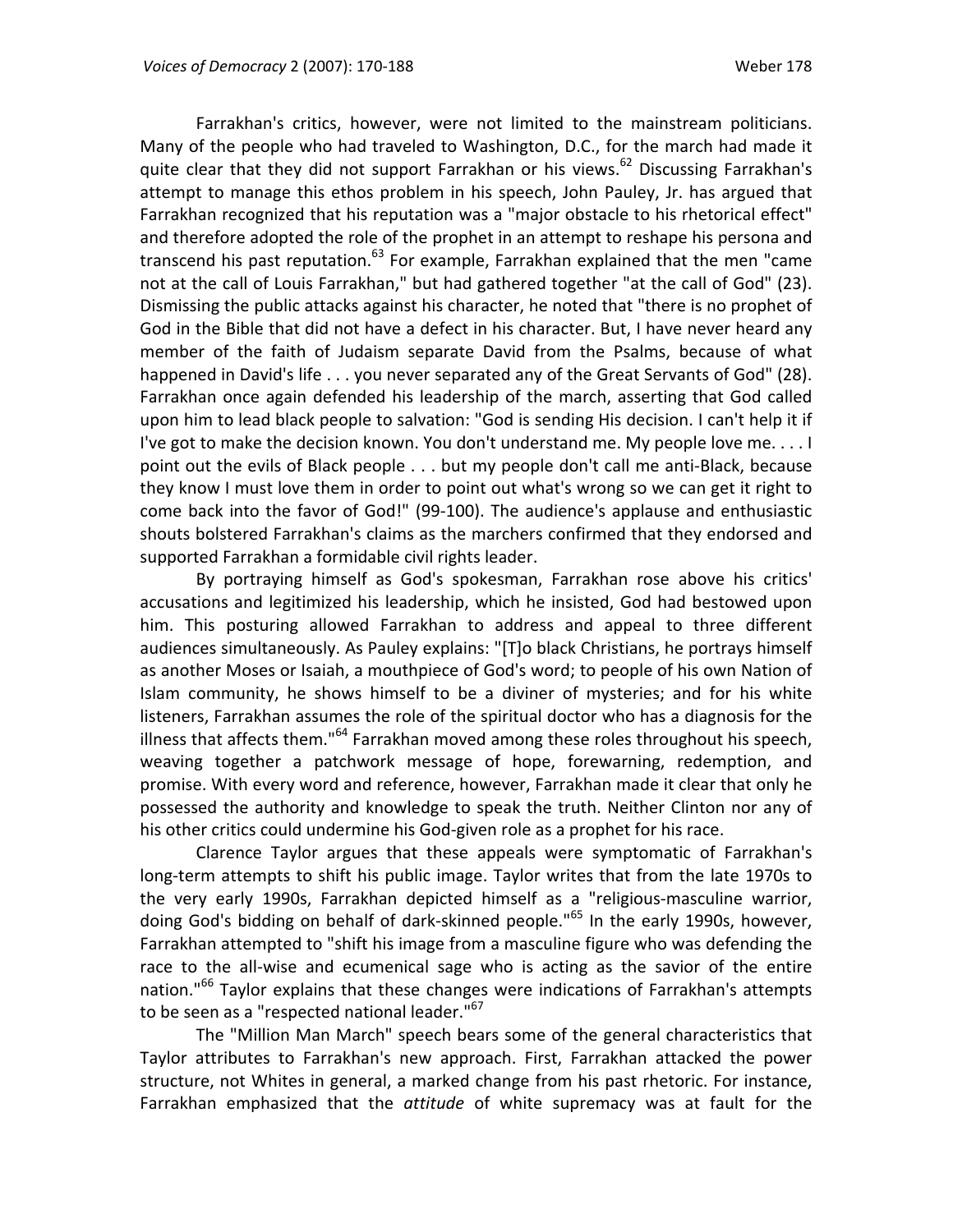Farrakhan's critics, however, were not limited to the mainstream politicians. Many of the people who had traveled to Washington, D.C., for the march had made it quite clear that they did not support Farrakhan or his views.[62] Discussing Farrakhan's attempt to manage this ethos problem in his speech, John Pauley, Jr. has argued that Farrakhan recognized that his reputation was a "major obstacle to his rhetorical effect" and therefore adopted the role of the prophet in an attempt to reshape his persona and transcend his past reputation.[63] For example, Farrakhan explained that the men "came not at the call of Louis Farrakhan," but had gathered together "at the call of God" (23). Dismissing the public attacks against his character, he noted that "there is no prophet of God in the Bible that did not have a defect in his character. But, I have never heard any member of the faith of Judaism separate David from the Psalms, because of what happened in David's life . . . you never separated any of the Great Servants of God" (28). Farrakhan once again defended his leadership of the march, asserting that God called upon him to lead black people to salvation: "God is sending His decision. I can't help it if I've got to make the decision known. You don't understand me. My people love me. . . . I point out the evils of Black people . . . but my people don't call me anti-Black, because they know I must love them in order to point out what's wrong so we can get it right to come back into the favor of God!" (99-100). The audience's applause and enthusiastic shouts bolstered Farrakhan's claims as the marchers confirmed that they endorsed and supported Farrakhan a formidable civil rights leader.

By portraying himself as God's spokesman, Farrakhan rose above his critics' accusations and legitimized his leadership, which he insisted, God had bestowed upon him. This posturing allowed Farrakhan to address and appeal to three different audiences simultaneously. As Pauley explains: "[T]o black Christians, he portrays himself as another Moses or Isaiah, a mouthpiece of God's word; to people of his own Nation of Islam community, he shows himself to be a diviner of mysteries; and for his white listeners, Farrakhan assumes the role of the spiritual doctor who has a diagnosis for the illness that affects them."[64] Farrakhan moved among these roles throughout his speech, weaving together a patchwork message of hope, forewarning, redemption, and promise. With every word and reference, however, Farrakhan made it clear that only he possessed the authority and knowledge to speak the truth. Neither Clinton nor any of his other critics could undermine his God-given role as a prophet for his race.

Clarence Taylor argues that these appeals were symptomatic of Farrakhan's long-term attempts to shift his public image. Taylor writes that from the late 1970s to the very early 1990s, Farrakhan depicted himself as a "religious-masculine warrior, doing God's bidding on behalf of dark-skinned people."[65] In the early 1990s, however, Farrakhan attempted to "shift his image from a masculine figure who was defending the race to the all-wise and ecumenical sage who is acting as the savior of the entire nation."[66] Taylor explains that these changes were indications of Farrakhan's attempts to be seen as a "respected national leader."[67]

The "Million Man March" speech bears some of the general characteristics that Taylor attributes to Farrakhan's new approach. First, Farrakhan attacked the power structure, not Whites in general, a marked change from his past rhetoric. For instance, Farrakhan emphasized that the *attitude* of white supremacy was at fault for the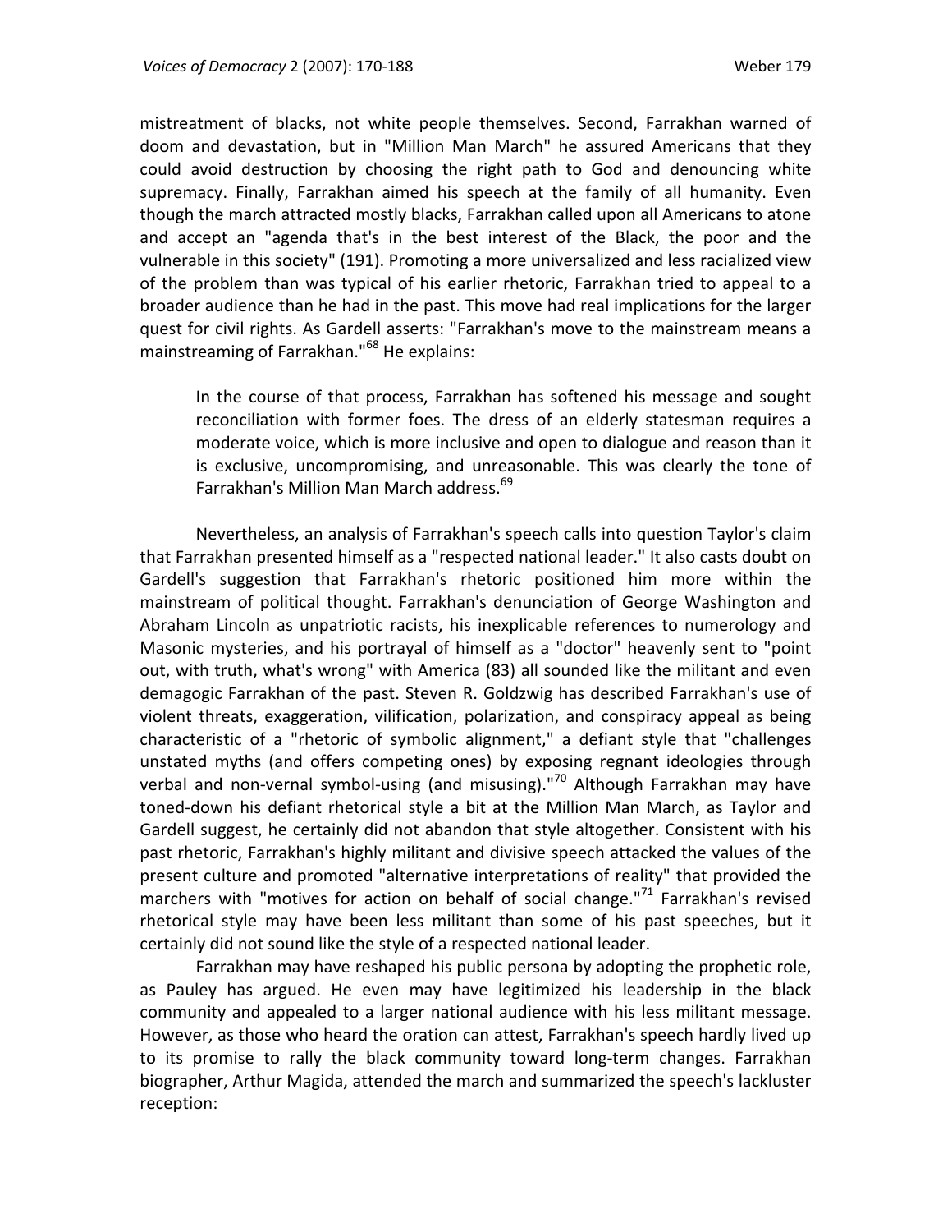mistreatment of blacks, not white people themselves. Second, Farrakhan warned of doom and devastation, but in "Million Man March" he assured Americans that they could avoid destruction by choosing the right path to God and denouncing white supremacy. Finally, Farrakhan aimed his speech at the family of all humanity. Even though the march attracted mostly blacks, Farrakhan called upon all Americans to atone and accept an "agenda that's in the best interest of the Black, the poor and the vulnerable in this society" (191). Promoting a more universalized and less racialized view of the problem than was typical of his earlier rhetoric, Farrakhan tried to appeal to a broader audience than he had in the past. This move had real implications for the larger quest for civil rights. As Gardell asserts: "Farrakhan's move to the mainstream means a mainstreaming of Farrakhan."[68] He explains:

> In the course of that process, Farrakhan has softened his message and sought reconciliation with former foes. The dress of an elderly statesman requires a moderate voice, which is more inclusive and open to dialogue and reason than it is exclusive, uncompromising, and unreasonable. This was clearly the tone of Farrakhan's Million Man March address.[69]

Nevertheless, an analysis of Farrakhan's speech calls into question Taylor's claim that Farrakhan presented himself as a "respected national leader." It also casts doubt on Gardell's suggestion that Farrakhan's rhetoric positioned him more within the mainstream of political thought. Farrakhan's denunciation of George Washington and Abraham Lincoln as unpatriotic racists, his inexplicable references to numerology and Masonic mysteries, and his portrayal of himself as a "doctor" heavenly sent to "point out, with truth, what's wrong" with America (83) all sounded like the militant and even demagogic Farrakhan of the past. Steven R. Goldzwig has described Farrakhan's use of violent threats, exaggeration, vilification, polarization, and conspiracy appeal as being characteristic of a "rhetoric of symbolic alignment," a defiant style that "challenges unstated myths (and offers competing ones) by exposing regnant ideologies through verbal and non-vernal symbol-using (and misusing)."[70] Although Farrakhan may have toned-down his defiant rhetorical style a bit at the Million Man March, as Taylor and Gardell suggest, he certainly did not abandon that style altogether. Consistent with his past rhetoric, Farrakhan's highly militant and divisive speech attacked the values of the present culture and promoted "alternative interpretations of reality" that provided the marchers with "motives for action on behalf of social change."[71] Farrakhan's revised rhetorical style may have been less militant than some of his past speeches, but it certainly did not sound like the style of a respected national leader.

Farrakhan may have reshaped his public persona by adopting the prophetic role, as Pauley has argued. He even may have legitimized his leadership in the black community and appealed to a larger national audience with his less militant message. However, as those who heard the oration can attest, Farrakhan's speech hardly lived up to its promise to rally the black community toward long-term changes. Farrakhan biographer, Arthur Magida, attended the march and summarized the speech's lackluster reception: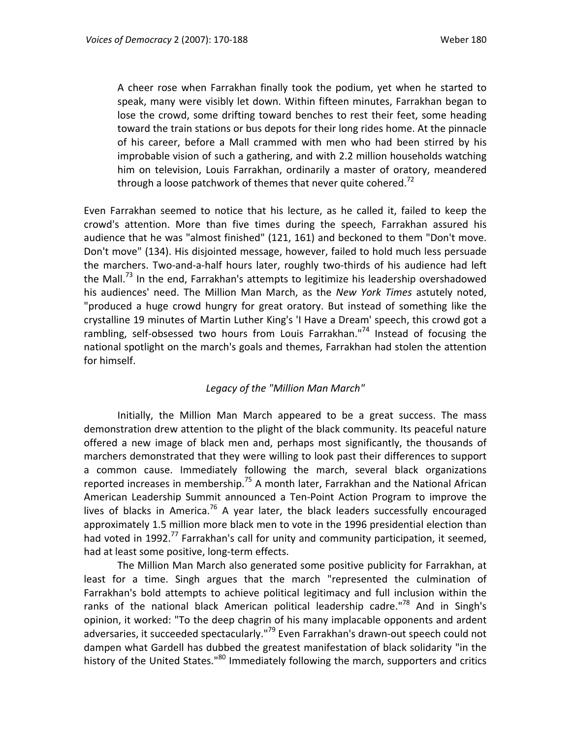> A cheer rose when Farrakhan finally took the podium, yet when he started to speak, many were visibly let down. Within fifteen minutes, Farrakhan began to lose the crowd, some drifting toward benches to rest their feet, some heading toward the train stations or bus depots for their long rides home. At the pinnacle of his career, before a Mall crammed with men who had been stirred by his improbable vision of such a gathering, and with 2.2 million households watching him on television, Louis Farrakhan, ordinarily a master of oratory, meandered through a loose patchwork of themes that never quite cohered.[72]

Even Farrakhan seemed to notice that his lecture, as he called it, failed to keep the crowd's attention. More than five times during the speech, Farrakhan assured his audience that he was "almost finished" (121, 161) and beckoned to them "Don't move. Don't move" (134). His disjointed message, however, failed to hold much less persuade the marchers. Two-and-a-half hours later, roughly two-thirds of his audience had left the Mall.[73] In the end, Farrakhan's attempts to legitimize his leadership overshadowed his audiences' need. The Million Man March, as the *New York Times* astutely noted, "produced a huge crowd hungry for great oratory. But instead of something like the crystalline 19 minutes of Martin Luther King's 'I Have a Dream' speech, this crowd got a rambling, self-obsessed two hours from Louis Farrakhan."[74] Instead of focusing the national spotlight on the march's goals and themes, Farrakhan had stolen the attention for himself.

### *Legacy of the "Million Man March"*

Initially, the Million Man March appeared to be a great success. The mass demonstration drew attention to the plight of the black community. Its peaceful nature offered a new image of black men and, perhaps most significantly, the thousands of marchers demonstrated that they were willing to look past their differences to support a common cause. Immediately following the march, several black organizations reported increases in membership.[75] A month later, Farrakhan and the National African American Leadership Summit announced a Ten-Point Action Program to improve the lives of blacks in America.[76] A year later, the black leaders successfully encouraged approximately 1.5 million more black men to vote in the 1996 presidential election than had voted in 1992.[77] Farrakhan's call for unity and community participation, it seemed, had at least some positive, long-term effects.

The Million Man March also generated some positive publicity for Farrakhan, at least for a time. Singh argues that the march "represented the culmination of Farrakhan's bold attempts to achieve political legitimacy and full inclusion within the ranks of the national black American political leadership cadre."[78] And in Singh's opinion, it worked: "To the deep chagrin of his many implacable opponents and ardent adversaries, it succeeded spectacularly."[79] Even Farrakhan's drawn-out speech could not dampen what Gardell has dubbed the greatest manifestation of black solidarity "in the history of the United States."[80] Immediately following the march, supporters and critics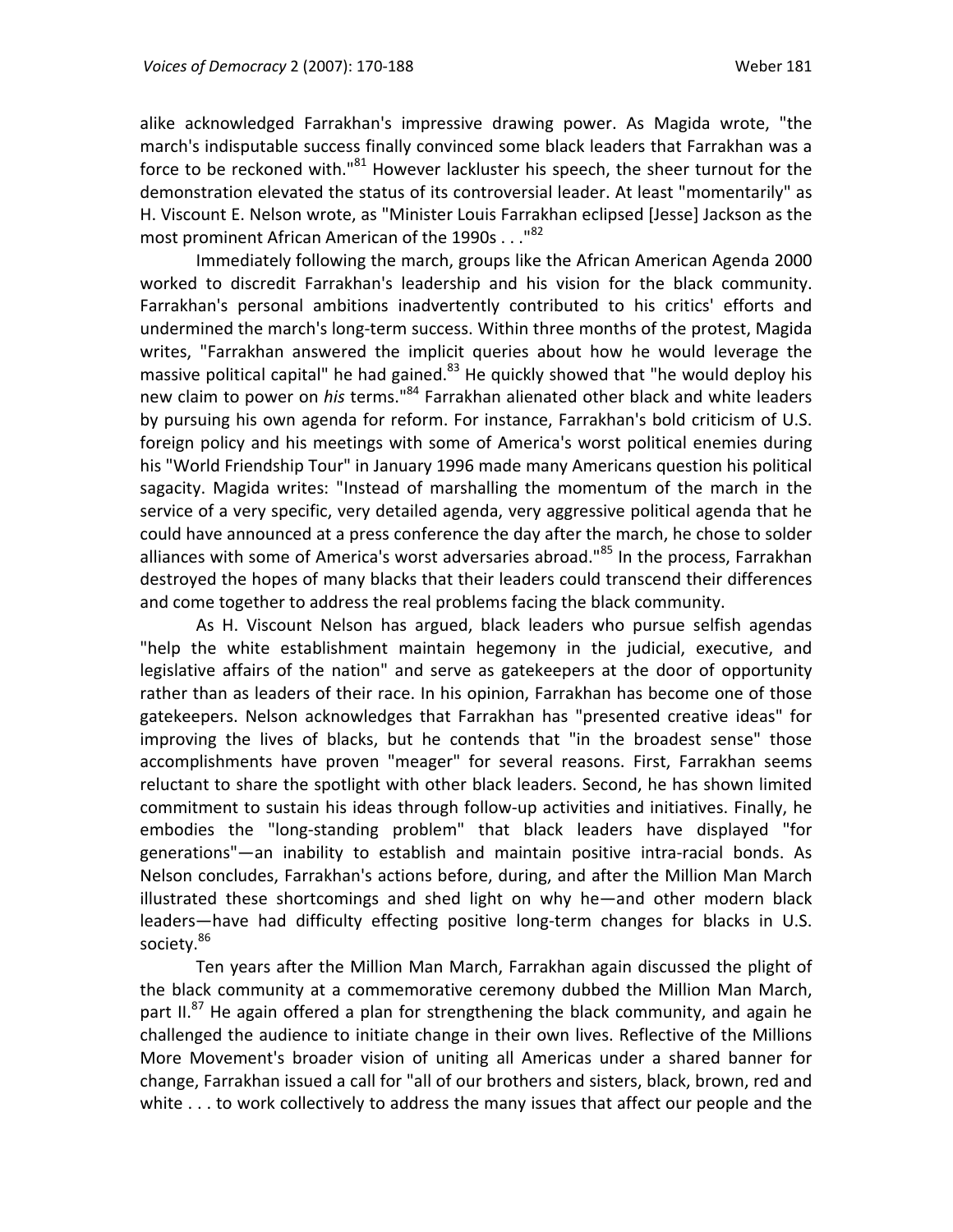alike acknowledged Farrakhan's impressive drawing power. As Magida wrote, "the march's indisputable success finally convinced some black leaders that Farrakhan was a force to be reckoned with."[81] However lackluster his speech, the sheer turnout for the demonstration elevated the status of its controversial leader. At least "momentarily" as H. Viscount E. Nelson wrote, as "Minister Louis Farrakhan eclipsed [Jesse] Jackson as the most prominent African American of the 1990s . . ."[82]

Immediately following the march, groups like the African American Agenda 2000 worked to discredit Farrakhan's leadership and his vision for the black community. Farrakhan's personal ambitions inadvertently contributed to his critics' efforts and undermined the march's long-term success. Within three months of the protest, Magida writes, "Farrakhan answered the implicit queries about how he would leverage the massive political capital" he had gained.[83] He quickly showed that "he would deploy his new claim to power on *his* terms."[84] Farrakhan alienated other black and white leaders by pursuing his own agenda for reform. For instance, Farrakhan's bold criticism of U.S. foreign policy and his meetings with some of America's worst political enemies during his "World Friendship Tour" in January 1996 made many Americans question his political sagacity. Magida writes: "Instead of marshalling the momentum of the march in the service of a very specific, very detailed agenda, very aggressive political agenda that he could have announced at a press conference the day after the march, he chose to solder alliances with some of America's worst adversaries abroad."[85] In the process, Farrakhan destroyed the hopes of many blacks that their leaders could transcend their differences and come together to address the real problems facing the black community.

As H. Viscount Nelson has argued, black leaders who pursue selfish agendas "help the white establishment maintain hegemony in the judicial, executive, and legislative affairs of the nation" and serve as gatekeepers at the door of opportunity rather than as leaders of their race. In his opinion, Farrakhan has become one of those gatekeepers. Nelson acknowledges that Farrakhan has "presented creative ideas" for improving the lives of blacks, but he contends that "in the broadest sense" those accomplishments have proven "meager" for several reasons. First, Farrakhan seems reluctant to share the spotlight with other black leaders. Second, he has shown limited commitment to sustain his ideas through follow-up activities and initiatives. Finally, he embodies the "long-standing problem" that black leaders have displayed "for generations"—an inability to establish and maintain positive intra-racial bonds. As Nelson concludes, Farrakhan's actions before, during, and after the Million Man March illustrated these shortcomings and shed light on why he—and other modern black leaders—have had difficulty effecting positive long-term changes for blacks in U.S. society.[86]

Ten years after the Million Man March, Farrakhan again discussed the plight of the black community at a commemorative ceremony dubbed the Million Man March, part II.[87] He again offered a plan for strengthening the black community, and again he challenged the audience to initiate change in their own lives. Reflective of the Millions More Movement's broader vision of uniting all Americas under a shared banner for change, Farrakhan issued a call for "all of our brothers and sisters, black, brown, red and white . . . to work collectively to address the many issues that affect our people and the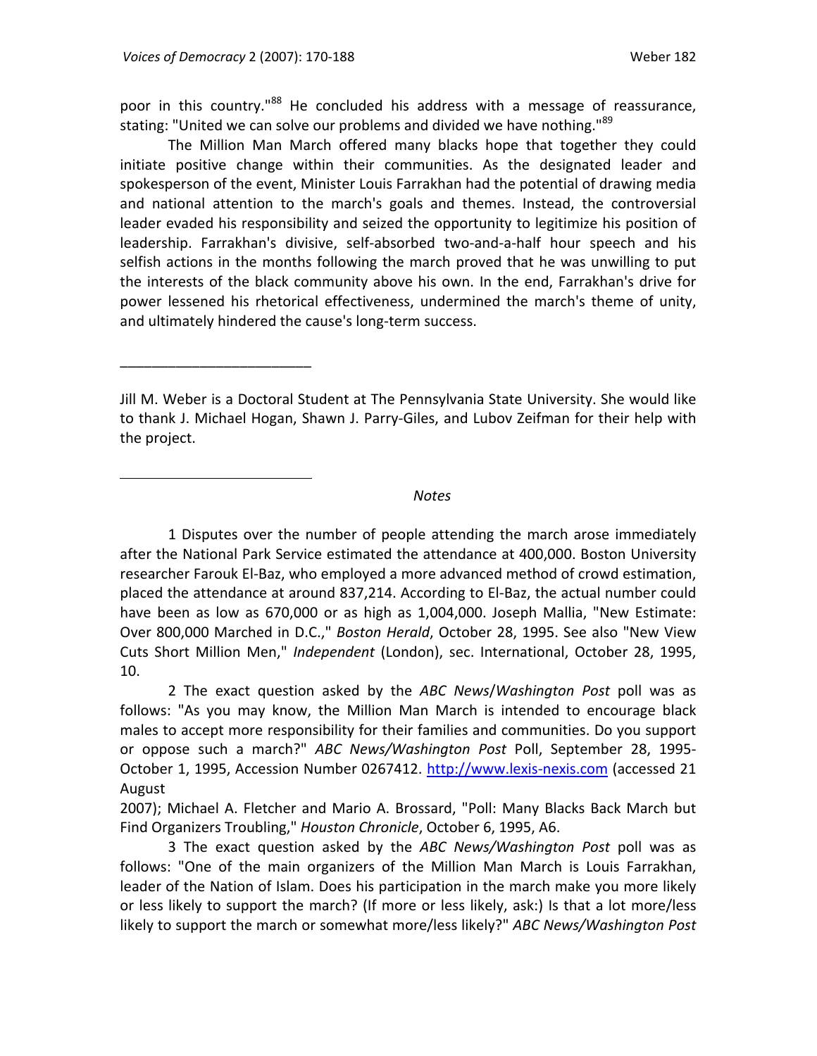poor in this country."[88] He concluded his address with a message of reassurance, stating: "United we can solve our problems and divided we have nothing."[89]

The Million Man March offered many blacks hope that together they could initiate positive change within their communities. As the designated leader and spokesperson of the event, Minister Louis Farrakhan had the potential of drawing media and national attention to the march's goals and themes. Instead, the controversial leader evaded his responsibility and seized the opportunity to legitimize his position of leadership. Farrakhan's divisive, self-absorbed two-and-a-half hour speech and his selfish actions in the months following the march proved that he was unwilling to put the interests of the black community above his own. In the end, Farrakhan's drive for power lessened his rhetorical effectiveness, undermined the march's theme of unity, and ultimately hindered the cause's long-term success.

---

Jill M. Weber is a Doctoral Student at The Pennsylvania State University. She would like to thank J. Michael Hogan, Shawn J. Parry-Giles, and Lubov Zeifman for their help with the project.

---

*Notes*

1 Disputes over the number of people attending the march arose immediately after the National Park Service estimated the attendance at 400,000. Boston University researcher Farouk El-Baz, who employed a more advanced method of crowd estimation, placed the attendance at around 837,214. According to El-Baz, the actual number could have been as low as 670,000 or as high as 1,004,000. Joseph Mallia, "New Estimate: Over 800,000 Marched in D.C.," *Boston Herald*, October 28, 1995. See also "New View Cuts Short Million Men," *Independent* (London), sec. International, October 28, 1995, 10.

2 The exact question asked by the *ABC News*/*Washington Post* poll was as follows: "As you may know, the Million Man March is intended to encourage black males to accept more responsibility for their families and communities. Do you support or oppose such a march?" *ABC News/Washington Post* Poll, September 28, 1995-October 1, 1995, Accession Number 0267412. http://www.lexis-nexis.com (accessed 21 August 2007); Michael A. Fletcher and Mario A. Brossard, "Poll: Many Blacks Back March but Find Organizers Troubling," *Houston Chronicle*, October 6, 1995, A6.

3 The exact question asked by the *ABC News/Washington Post* poll was as follows: "One of the main organizers of the Million Man March is Louis Farrakhan, leader of the Nation of Islam. Does his participation in the march make you more likely or less likely to support the march? (If more or less likely, ask:) Is that a lot more/less likely to support the march or somewhat more/less likely?" *ABC News/Washington Post*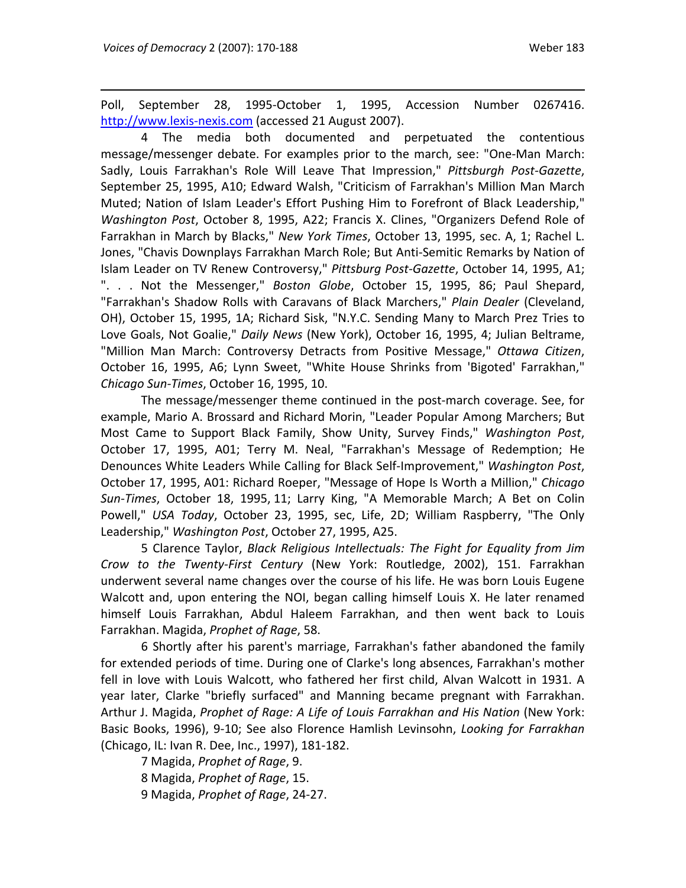Poll, September 28, 1995-October 1, 1995, Accession Number 0267416. http://www.lexis-nexis.com (accessed 21 August 2007).

4 The media both documented and perpetuated the contentious message/messenger debate. For examples prior to the march, see: "One-Man March: Sadly, Louis Farrakhan's Role Will Leave That Impression," *Pittsburgh Post-Gazette*, September 25, 1995, A10; Edward Walsh, "Criticism of Farrakhan's Million Man March Muted; Nation of Islam Leader's Effort Pushing Him to Forefront of Black Leadership," *Washington Post*, October 8, 1995, A22; Francis X. Clines, "Organizers Defend Role of Farrakhan in March by Blacks," *New York Times*, October 13, 1995, sec. A, 1; Rachel L. Jones, "Chavis Downplays Farrakhan March Role; But Anti-Semitic Remarks by Nation of Islam Leader on TV Renew Controversy," *Pittsburg Post-Gazette*, October 14, 1995, A1; ". . . Not the Messenger," *Boston Globe*, October 15, 1995, 86; Paul Shepard, "Farrakhan's Shadow Rolls with Caravans of Black Marchers," *Plain Dealer* (Cleveland, OH), October 15, 1995, 1A; Richard Sisk, "N.Y.C. Sending Many to March Prez Tries to Love Goals, Not Goalie," *Daily News* (New York), October 16, 1995, 4; Julian Beltrame, "Million Man March: Controversy Detracts from Positive Message," *Ottawa Citizen*, October 16, 1995, A6; Lynn Sweet, "White House Shrinks from 'Bigoted' Farrakhan," *Chicago Sun-Times*, October 16, 1995, 10.

The message/messenger theme continued in the post-march coverage. See, for example, Mario A. Brossard and Richard Morin, "Leader Popular Among Marchers; But Most Came to Support Black Family, Show Unity, Survey Finds," *Washington Post*, October 17, 1995, A01; Terry M. Neal, "Farrakhan's Message of Redemption; He Denounces White Leaders While Calling for Black Self-Improvement," *Washington Post*, October 17, 1995, A01: Richard Roeper, "Message of Hope Is Worth a Million," *Chicago Sun-Times*, October 18, 1995, 11; Larry King, "A Memorable March; A Bet on Colin Powell," *USA Today*, October 23, 1995, sec, Life, 2D; William Raspberry, "The Only Leadership," *Washington Post*, October 27, 1995, A25.

5 Clarence Taylor, *Black Religious Intellectuals: The Fight for Equality from Jim Crow to the Twenty-First Century* (New York: Routledge, 2002), 151. Farrakhan underwent several name changes over the course of his life. He was born Louis Eugene Walcott and, upon entering the NOI, began calling himself Louis X. He later renamed himself Louis Farrakhan, Abdul Haleem Farrakhan, and then went back to Louis Farrakhan. Magida, *Prophet of Rage*, 58.

6 Shortly after his parent's marriage, Farrakhan's father abandoned the family for extended periods of time. During one of Clarke's long absences, Farrakhan's mother fell in love with Louis Walcott, who fathered her first child, Alvan Walcott in 1931. A year later, Clarke "briefly surfaced" and Manning became pregnant with Farrakhan. Arthur J. Magida, *Prophet of Rage: A Life of Louis Farrakhan and His Nation* (New York: Basic Books, 1996), 9-10; See also Florence Hamlish Levinsohn, *Looking for Farrakhan* (Chicago, IL: Ivan R. Dee, Inc., 1997), 181-182.

7 Magida, *Prophet of Rage*, 9.

8 Magida, *Prophet of Rage*, 15.

9 Magida, *Prophet of Rage*, 24-27.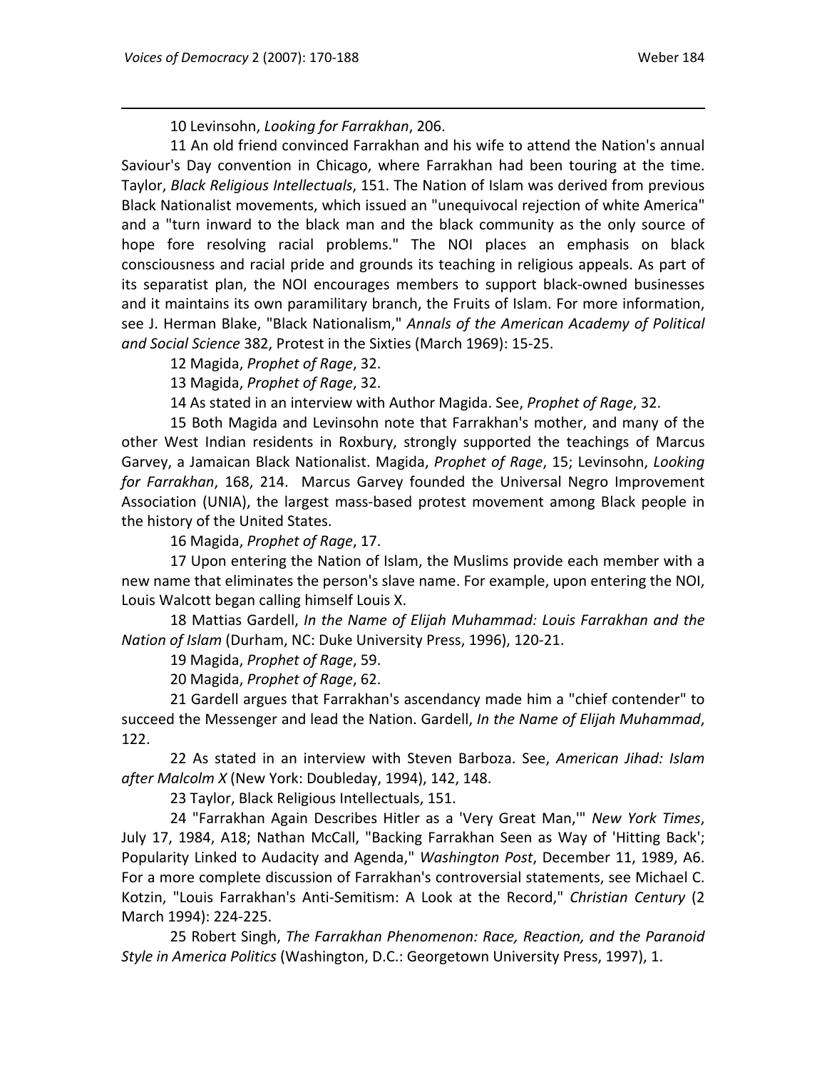10 Levinsohn, *Looking for Farrakhan*, 206.

11 An old friend convinced Farrakhan and his wife to attend the Nation's annual Saviour's Day convention in Chicago, where Farrakhan had been touring at the time. Taylor, *Black Religious Intellectuals*, 151. The Nation of Islam was derived from previous Black Nationalist movements, which issued an "unequivocal rejection of white America" and a "turn inward to the black man and the black community as the only source of hope fore resolving racial problems." The NOI places an emphasis on black consciousness and racial pride and grounds its teaching in religious appeals. As part of its separatist plan, the NOI encourages members to support black-owned businesses and it maintains its own paramilitary branch, the Fruits of Islam. For more information, see J. Herman Blake, "Black Nationalism," *Annals of the American Academy of Political and Social Science* 382, Protest in the Sixties (March 1969): 15-25.

12 Magida, *Prophet of Rage*, 32.

13 Magida, *Prophet of Rage*, 32.

14 As stated in an interview with Author Magida. See, *Prophet of Rage*, 32.

15 Both Magida and Levinsohn note that Farrakhan's mother, and many of the other West Indian residents in Roxbury, strongly supported the teachings of Marcus Garvey, a Jamaican Black Nationalist. Magida, *Prophet of Rage*, 15; Levinsohn, *Looking for Farrakhan*, 168, 214. Marcus Garvey founded the Universal Negro Improvement Association (UNIA), the largest mass-based protest movement among Black people in the history of the United States.

16 Magida, *Prophet of Rage*, 17.

17 Upon entering the Nation of Islam, the Muslims provide each member with a new name that eliminates the person's slave name. For example, upon entering the NOI, Louis Walcott began calling himself Louis X.

18 Mattias Gardell, *In the Name of Elijah Muhammad: Louis Farrakhan and the Nation of Islam* (Durham, NC: Duke University Press, 1996), 120-21.

19 Magida, *Prophet of Rage*, 59.

20 Magida, *Prophet of Rage*, 62.

21 Gardell argues that Farrakhan's ascendancy made him a "chief contender" to succeed the Messenger and lead the Nation. Gardell, *In the Name of Elijah Muhammad*, 122.

22 As stated in an interview with Steven Barboza. See, *American Jihad: Islam after Malcolm X* (New York: Doubleday, 1994), 142, 148.

23 Taylor, Black Religious Intellectuals, 151.

24 "Farrakhan Again Describes Hitler as a 'Very Great Man,'" *New York Times*, July 17, 1984, A18; Nathan McCall, "Backing Farrakhan Seen as Way of 'Hitting Back'; Popularity Linked to Audacity and Agenda," *Washington Post*, December 11, 1989, A6. For a more complete discussion of Farrakhan's controversial statements, see Michael C. Kotzin, "Louis Farrakhan's Anti-Semitism: A Look at the Record," *Christian Century* (2 March 1994): 224-225.

25 Robert Singh, *The Farrakhan Phenomenon: Race, Reaction, and the Paranoid Style in America Politics* (Washington, D.C.: Georgetown University Press, 1997), 1.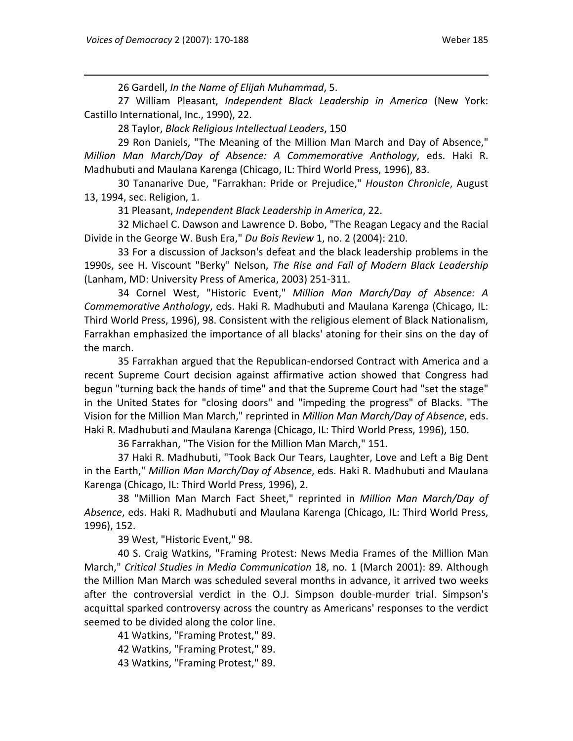26 Gardell, *In the Name of Elijah Muhammad*, 5.

27 William Pleasant, *Independent Black Leadership in America* (New York: Castillo International, Inc., 1990), 22.

28 Taylor, *Black Religious Intellectual Leaders*, 150

29 Ron Daniels, "The Meaning of the Million Man March and Day of Absence," *Million Man March/Day of Absence: A Commemorative Anthology*, eds. Haki R. Madhubuti and Maulana Karenga (Chicago, IL: Third World Press, 1996), 83.

30 Tananarive Due, "Farrakhan: Pride or Prejudice," *Houston Chronicle*, August 13, 1994, sec. Religion, 1.

31 Pleasant, *Independent Black Leadership in America*, 22.

32 Michael C. Dawson and Lawrence D. Bobo, "The Reagan Legacy and the Racial Divide in the George W. Bush Era," *Du Bois Review* 1, no. 2 (2004): 210.

33 For a discussion of Jackson's defeat and the black leadership problems in the 1990s, see H. Viscount "Berky" Nelson, *The Rise and Fall of Modern Black Leadership* (Lanham, MD: University Press of America, 2003) 251-311.

34 Cornel West, "Historic Event," *Million Man March/Day of Absence: A Commemorative Anthology*, eds. Haki R. Madhubuti and Maulana Karenga (Chicago, IL: Third World Press, 1996), 98. Consistent with the religious element of Black Nationalism, Farrakhan emphasized the importance of all blacks' atoning for their sins on the day of the march.

35 Farrakhan argued that the Republican-endorsed Contract with America and a recent Supreme Court decision against affirmative action showed that Congress had begun "turning back the hands of time" and that the Supreme Court had "set the stage" in the United States for "closing doors" and "impeding the progress" of Blacks. "The Vision for the Million Man March," reprinted in *Million Man March/Day of Absence*, eds. Haki R. Madhubuti and Maulana Karenga (Chicago, IL: Third World Press, 1996), 150.

36 Farrakhan, "The Vision for the Million Man March," 151.

37 Haki R. Madhubuti, "Took Back Our Tears, Laughter, Love and Left a Big Dent in the Earth," *Million Man March/Day of Absence*, eds. Haki R. Madhubuti and Maulana Karenga (Chicago, IL: Third World Press, 1996), 2.

38 "Million Man March Fact Sheet," reprinted in *Million Man March/Day of Absence*, eds. Haki R. Madhubuti and Maulana Karenga (Chicago, IL: Third World Press, 1996), 152.

39 West, "Historic Event," 98.

40 S. Craig Watkins, "Framing Protest: News Media Frames of the Million Man March," *Critical Studies in Media Communication* 18, no. 1 (March 2001): 89. Although the Million Man March was scheduled several months in advance, it arrived two weeks after the controversial verdict in the O.J. Simpson double-murder trial. Simpson's acquittal sparked controversy across the country as Americans' responses to the verdict seemed to be divided along the color line.

41 Watkins, "Framing Protest," 89.

42 Watkins, "Framing Protest," 89.

43 Watkins, "Framing Protest," 89.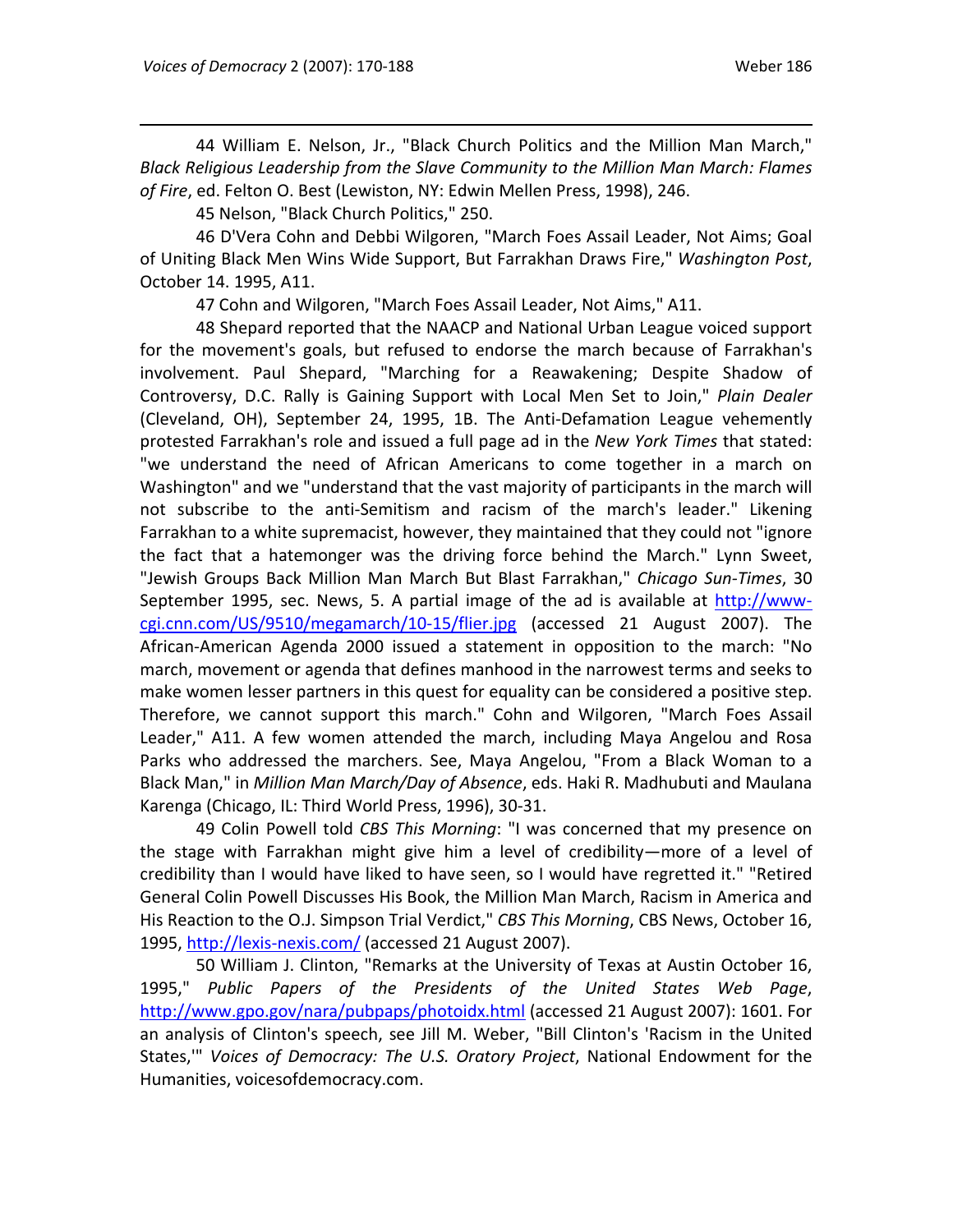44 William E. Nelson, Jr., "Black Church Politics and the Million Man March," *Black Religious Leadership from the Slave Community to the Million Man March: Flames of Fire*, ed. Felton O. Best (Lewiston, NY: Edwin Mellen Press, 1998), 246.

45 Nelson, "Black Church Politics," 250.

46 D'Vera Cohn and Debbi Wilgoren, "March Foes Assail Leader, Not Aims; Goal of Uniting Black Men Wins Wide Support, But Farrakhan Draws Fire," *Washington Post*, October 14. 1995, A11.

47 Cohn and Wilgoren, "March Foes Assail Leader, Not Aims," A11.

48 Shepard reported that the NAACP and National Urban League voiced support for the movement's goals, but refused to endorse the march because of Farrakhan's involvement. Paul Shepard, "Marching for a Reawakening; Despite Shadow of Controversy, D.C. Rally is Gaining Support with Local Men Set to Join," *Plain Dealer* (Cleveland, OH), September 24, 1995, 1B. The Anti-Defamation League vehemently protested Farrakhan's role and issued a full page ad in the *New York Times* that stated: "we understand the need of African Americans to come together in a march on Washington" and we "understand that the vast majority of participants in the march will not subscribe to the anti-Semitism and racism of the march's leader." Likening Farrakhan to a white supremacist, however, they maintained that they could not "ignore the fact that a hatemonger was the driving force behind the March." Lynn Sweet, "Jewish Groups Back Million Man March But Blast Farrakhan," *Chicago Sun-Times*, 30 September 1995, sec. News, 5. A partial image of the ad is available at http://www-cgi.cnn.com/US/9510/megamarch/10-15/flier.jpg (accessed 21 August 2007). The African-American Agenda 2000 issued a statement in opposition to the march: "No march, movement or agenda that defines manhood in the narrowest terms and seeks to make women lesser partners in this quest for equality can be considered a positive step. Therefore, we cannot support this march." Cohn and Wilgoren, "March Foes Assail Leader," A11. A few women attended the march, including Maya Angelou and Rosa Parks who addressed the marchers. See, Maya Angelou, "From a Black Woman to a Black Man," in *Million Man March/Day of Absence*, eds. Haki R. Madhubuti and Maulana Karenga (Chicago, IL: Third World Press, 1996), 30-31.

49 Colin Powell told *CBS This Morning*: "I was concerned that my presence on the stage with Farrakhan might give him a level of credibility—more of a level of credibility than I would have liked to have seen, so I would have regretted it." "Retired General Colin Powell Discusses His Book, the Million Man March, Racism in America and His Reaction to the O.J. Simpson Trial Verdict," *CBS This Morning*, CBS News, October 16, 1995, http://lexis-nexis.com/ (accessed 21 August 2007).

50 William J. Clinton, "Remarks at the University of Texas at Austin October 16, 1995," *Public Papers of the Presidents of the United States Web Page*, http://www.gpo.gov/nara/pubpaps/photoidx.html (accessed 21 August 2007): 1601. For an analysis of Clinton's speech, see Jill M. Weber, "Bill Clinton's 'Racism in the United States,'" *Voices of Democracy: The U.S. Oratory Project*, National Endowment for the Humanities, voicesofdemocracy.com.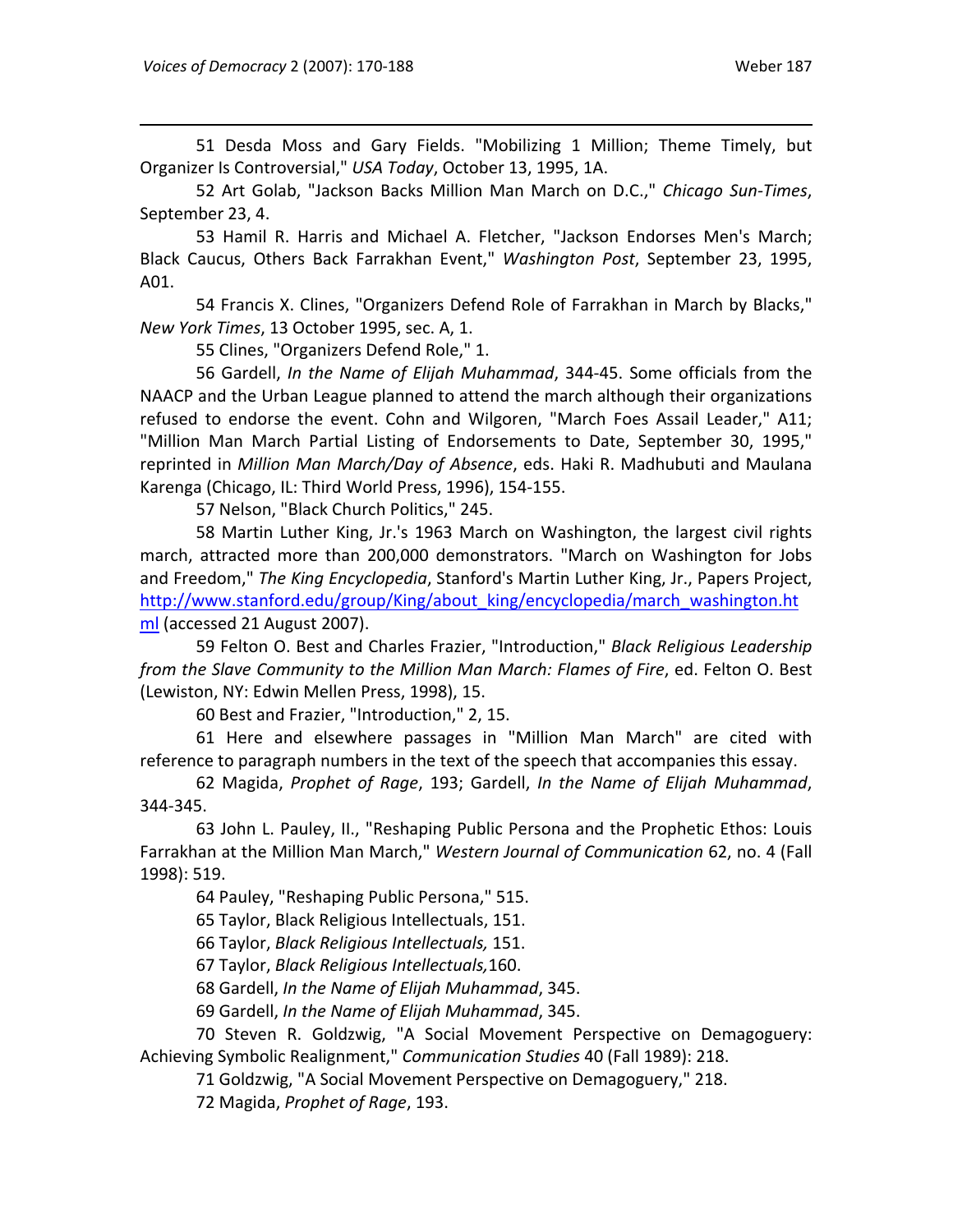51 Desda Moss and Gary Fields. "Mobilizing 1 Million; Theme Timely, but Organizer Is Controversial," *USA Today*, October 13, 1995, 1A.

52 Art Golab, "Jackson Backs Million Man March on D.C.," *Chicago Sun-Times*, September 23, 4.

53 Hamil R. Harris and Michael A. Fletcher, "Jackson Endorses Men's March; Black Caucus, Others Back Farrakhan Event," *Washington Post*, September 23, 1995, A01.

54 Francis X. Clines, "Organizers Defend Role of Farrakhan in March by Blacks," *New York Times*, 13 October 1995, sec. A, 1.

55 Clines, "Organizers Defend Role," 1.

56 Gardell, *In the Name of Elijah Muhammad*, 344-45. Some officials from the NAACP and the Urban League planned to attend the march although their organizations refused to endorse the event. Cohn and Wilgoren, "March Foes Assail Leader," A11; "Million Man March Partial Listing of Endorsements to Date, September 30, 1995," reprinted in *Million Man March/Day of Absence*, eds. Haki R. Madhubuti and Maulana Karenga (Chicago, IL: Third World Press, 1996), 154-155.

57 Nelson, "Black Church Politics," 245.

58 Martin Luther King, Jr.'s 1963 March on Washington, the largest civil rights march, attracted more than 200,000 demonstrators. "March on Washington for Jobs and Freedom," *The King Encyclopedia*, Stanford's Martin Luther King, Jr., Papers Project, http://www.stanford.edu/group/King/about_king/encyclopedia/march_washington.html (accessed 21 August 2007).

59 Felton O. Best and Charles Frazier, "Introduction," *Black Religious Leadership from the Slave Community to the Million Man March: Flames of Fire*, ed. Felton O. Best (Lewiston, NY: Edwin Mellen Press, 1998), 15.

60 Best and Frazier, "Introduction," 2, 15.

61 Here and elsewhere passages in "Million Man March" are cited with reference to paragraph numbers in the text of the speech that accompanies this essay.

62 Magida, *Prophet of Rage*, 193; Gardell, *In the Name of Elijah Muhammad*, 344-345.

63 John L. Pauley, II., "Reshaping Public Persona and the Prophetic Ethos: Louis Farrakhan at the Million Man March," *Western Journal of Communication* 62, no. 4 (Fall 1998): 519.

64 Pauley, "Reshaping Public Persona," 515.

65 Taylor, Black Religious Intellectuals, 151.

66 Taylor, *Black Religious Intellectuals,* 151.

67 Taylor, *Black Religious Intellectuals,*160.

68 Gardell, *In the Name of Elijah Muhammad*, 345.

69 Gardell, *In the Name of Elijah Muhammad*, 345.

70 Steven R. Goldzwig, "A Social Movement Perspective on Demagoguery: Achieving Symbolic Realignment," *Communication Studies* 40 (Fall 1989): 218.

71 Goldzwig, "A Social Movement Perspective on Demagoguery," 218.

72 Magida, *Prophet of Rage*, 193.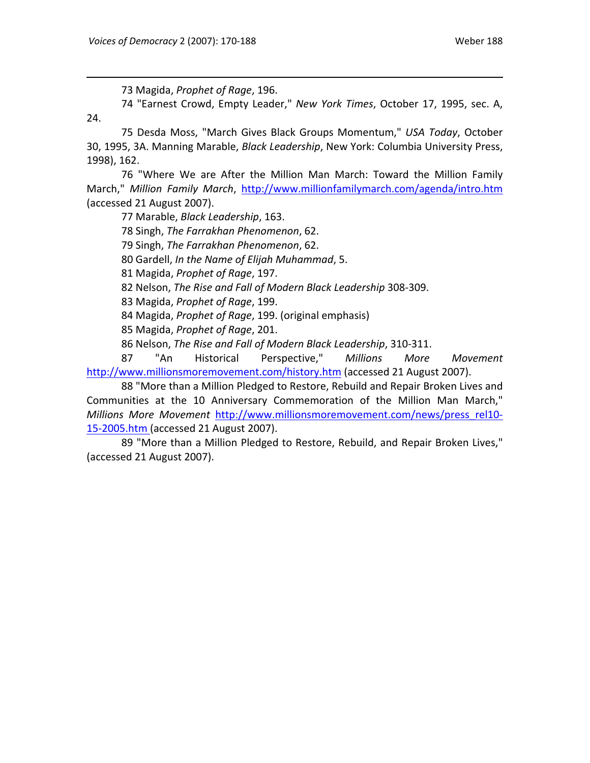73 Magida, *Prophet of Rage*, 196.

74 "Earnest Crowd, Empty Leader," *New York Times*, October 17, 1995, sec. A, 24.

75 Desda Moss, "March Gives Black Groups Momentum," *USA Today*, October 30, 1995, 3A. Manning Marable, *Black Leadership*, New York: Columbia University Press, 1998), 162.

76 "Where We are After the Million Man March: Toward the Million Family March," *Million Family March*, http://www.millionfamilymarch.com/agenda/intro.htm (accessed 21 August 2007).

77 Marable, *Black Leadership*, 163.

78 Singh, *The Farrakhan Phenomenon*, 62.

79 Singh, *The Farrakhan Phenomenon*, 62.

80 Gardell, *In the Name of Elijah Muhammad*, 5.

81 Magida, *Prophet of Rage*, 197.

82 Nelson, *The Rise and Fall of Modern Black Leadership* 308-309.

83 Magida, *Prophet of Rage*, 199.

84 Magida, *Prophet of Rage*, 199. (original emphasis)

85 Magida, *Prophet of Rage*, 201.

86 Nelson, *The Rise and Fall of Modern Black Leadership*, 310-311.

87 "An Historical Perspective," *Millions More Movement* http://www.millionsmoremovement.com/history.htm (accessed 21 August 2007).

88 "More than a Million Pledged to Restore, Rebuild and Repair Broken Lives and Communities at the 10 Anniversary Commemoration of the Million Man March," *Millions More Movement* http://www.millionsmoremovement.com/news/press_rel10-15-2005.htm (accessed 21 August 2007).

89 "More than a Million Pledged to Restore, Rebuild, and Repair Broken Lives," (accessed 21 August 2007).